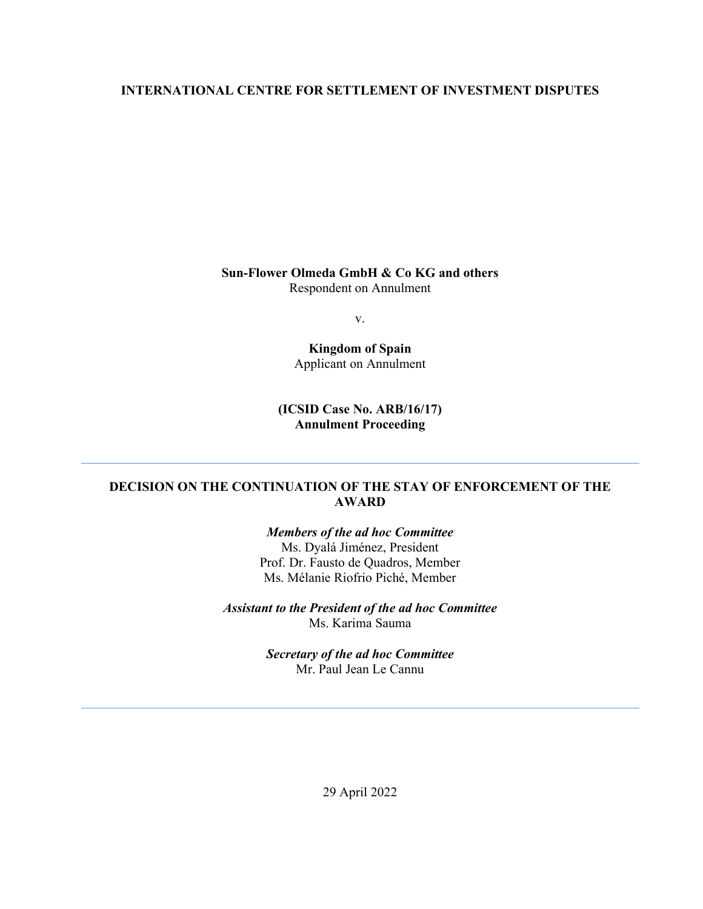**INTERNATIONAL CENTRE FOR SETTLEMENT OF INVESTMENT DISPUTES**

**Sun-Flower Olmeda GmbH & Co KG and others**
Respondent on Annulment

v.

**Kingdom of Spain**
Applicant on Annulment

**(ICSID Case No. ARB/16/17)**
**Annulment Proceeding**

---

# DECISION ON THE CONTINUATION OF THE STAY OF ENFORCEMENT OF THE AWARD

***Members of the ad hoc Committee***
Ms. Dyalá Jiménez, President
Prof. Dr. Fausto de Quadros, Member
Ms. Mélanie Riofrio Piché, Member

***Assistant to the President of the ad hoc Committee***
Ms. Karima Sauma

***Secretary of the ad hoc Committee***
Mr. Paul Jean Le Cannu

---

29 April 2022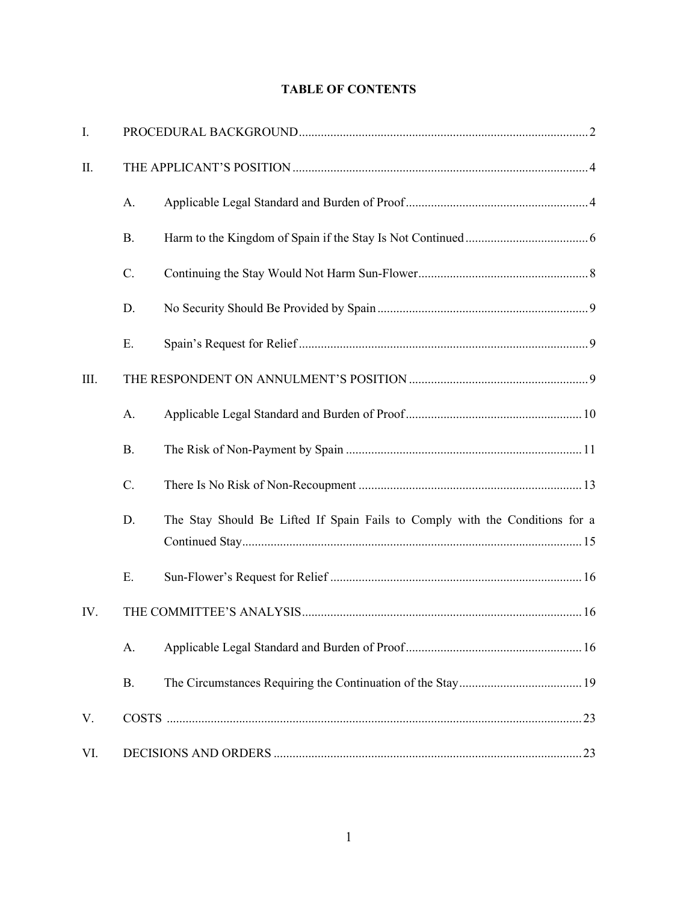# TABLE OF CONTENTS

I. PROCEDURAL BACKGROUND .......... 2

II. THE APPLICANT'S POSITION .......... 4

- A. Applicable Legal Standard and Burden of Proof .......... 4
- B. Harm to the Kingdom of Spain if the Stay Is Not Continued .......... 6
- C. Continuing the Stay Would Not Harm Sun-Flower .......... 8
- D. No Security Should Be Provided by Spain .......... 9
- E. Spain's Request for Relief .......... 9

III. THE RESPONDENT ON ANNULMENT'S POSITION .......... 9

- A. Applicable Legal Standard and Burden of Proof .......... 10
- B. The Risk of Non-Payment by Spain .......... 11
- C. There Is No Risk of Non-Recoupment .......... 13
- D. The Stay Should Be Lifted If Spain Fails to Comply with the Conditions for a Continued Stay .......... 15
- E. Sun-Flower's Request for Relief .......... 16

IV. THE COMMITTEE'S ANALYSIS .......... 16

- A. Applicable Legal Standard and Burden of Proof .......... 16
- B. The Circumstances Requiring the Continuation of the Stay .......... 19

V. COSTS .......... 23

VI. DECISIONS AND ORDERS .......... 23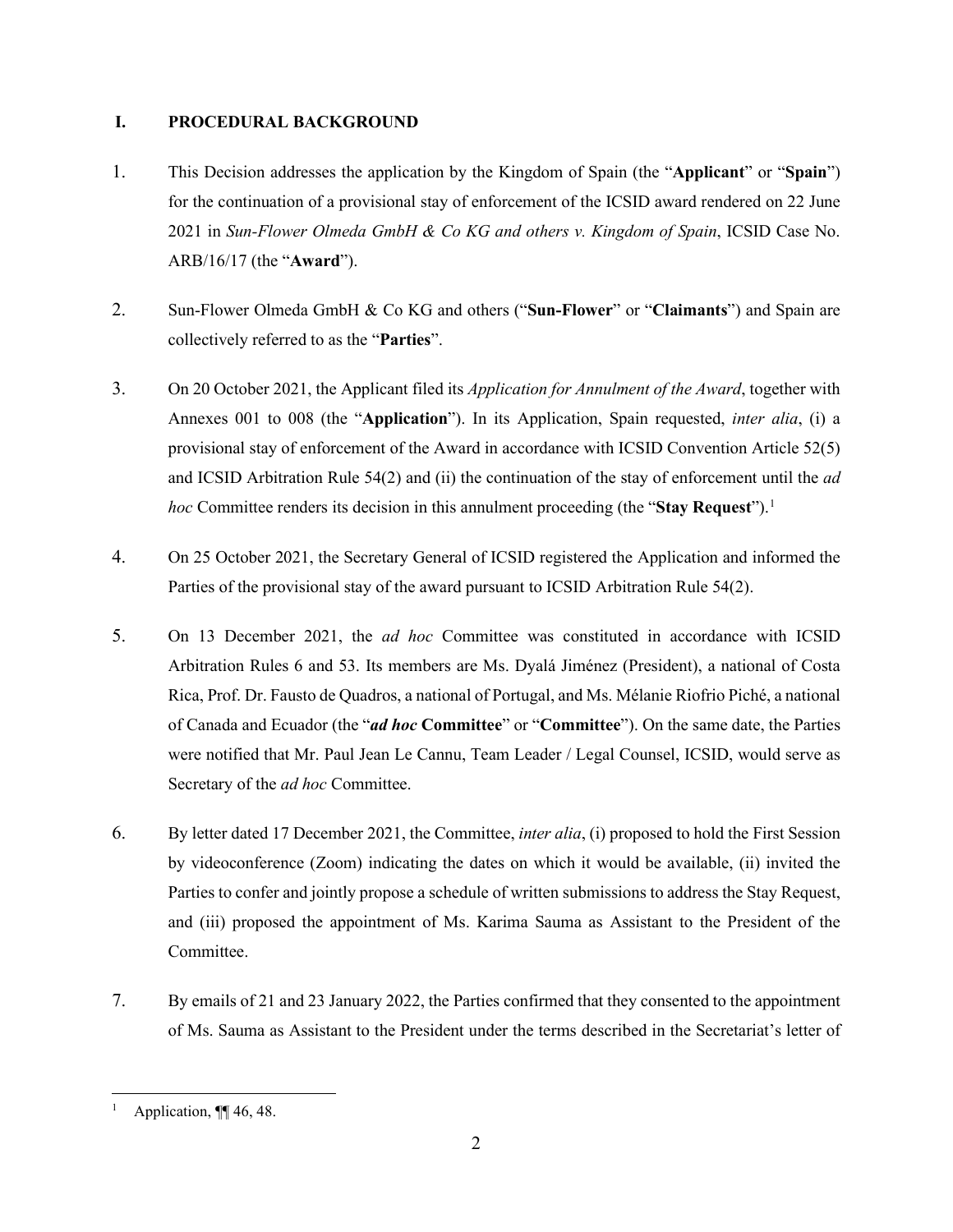## I. PROCEDURAL BACKGROUND

1. This Decision addresses the application by the Kingdom of Spain (the "**Applicant**" or "**Spain**") for the continuation of a provisional stay of enforcement of the ICSID award rendered on 22 June 2021 in *Sun-Flower Olmeda GmbH & Co KG and others v. Kingdom of Spain*, ICSID Case No. ARB/16/17 (the "**Award**").

2. Sun-Flower Olmeda GmbH & Co KG and others ("**Sun-Flower**" or "**Claimants**") and Spain are collectively referred to as the "**Parties**".

3. On 20 October 2021, the Applicant filed its *Application for Annulment of the Award*, together with Annexes 001 to 008 (the "**Application**"). In its Application, Spain requested, *inter alia*, (i) a provisional stay of enforcement of the Award in accordance with ICSID Convention Article 52(5) and ICSID Arbitration Rule 54(2) and (ii) the continuation of the stay of enforcement until the *ad hoc* Committee renders its decision in this annulment proceeding (the "**Stay Request**").[1]

4. On 25 October 2021, the Secretary General of ICSID registered the Application and informed the Parties of the provisional stay of the award pursuant to ICSID Arbitration Rule 54(2).

5. On 13 December 2021, the *ad hoc* Committee was constituted in accordance with ICSID Arbitration Rules 6 and 53. Its members are Ms. Dyalá Jiménez (President), a national of Costa Rica, Prof. Dr. Fausto de Quadros, a national of Portugal, and Ms. Mélanie Riofrio Piché, a national of Canada and Ecuador (the "***ad hoc* Committee**" or "**Committee**"). On the same date, the Parties were notified that Mr. Paul Jean Le Cannu, Team Leader / Legal Counsel, ICSID, would serve as Secretary of the *ad hoc* Committee.

6. By letter dated 17 December 2021, the Committee, *inter alia*, (i) proposed to hold the First Session by videoconference (Zoom) indicating the dates on which it would be available, (ii) invited the Parties to confer and jointly propose a schedule of written submissions to address the Stay Request, and (iii) proposed the appointment of Ms. Karima Sauma as Assistant to the President of the Committee.

7. By emails of 21 and 23 January 2022, the Parties confirmed that they consented to the appointment of Ms. Sauma as Assistant to the President under the terms described in the Secretariat's letter of

---

[1] Application, ¶¶ 46, 48.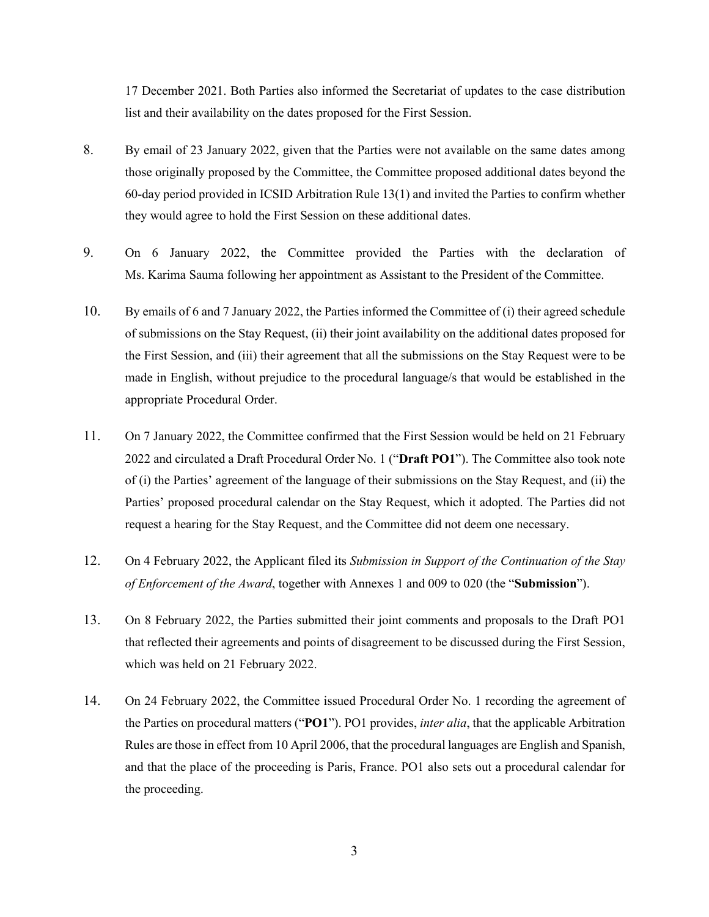17 December 2021. Both Parties also informed the Secretariat of updates to the case distribution list and their availability on the dates proposed for the First Session.

8. By email of 23 January 2022, given that the Parties were not available on the same dates among those originally proposed by the Committee, the Committee proposed additional dates beyond the 60-day period provided in ICSID Arbitration Rule 13(1) and invited the Parties to confirm whether they would agree to hold the First Session on these additional dates.

9. On 6 January 2022, the Committee provided the Parties with the declaration of Ms. Karima Sauma following her appointment as Assistant to the President of the Committee.

10. By emails of 6 and 7 January 2022, the Parties informed the Committee of (i) their agreed schedule of submissions on the Stay Request, (ii) their joint availability on the additional dates proposed for the First Session, and (iii) their agreement that all the submissions on the Stay Request were to be made in English, without prejudice to the procedural language/s that would be established in the appropriate Procedural Order.

11. On 7 January 2022, the Committee confirmed that the First Session would be held on 21 February 2022 and circulated a Draft Procedural Order No. 1 ("**Draft PO1**"). The Committee also took note of (i) the Parties' agreement of the language of their submissions on the Stay Request, and (ii) the Parties' proposed procedural calendar on the Stay Request, which it adopted. The Parties did not request a hearing for the Stay Request, and the Committee did not deem one necessary.

12. On 4 February 2022, the Applicant filed its *Submission in Support of the Continuation of the Stay of Enforcement of the Award*, together with Annexes 1 and 009 to 020 (the "**Submission**").

13. On 8 February 2022, the Parties submitted their joint comments and proposals to the Draft PO1 that reflected their agreements and points of disagreement to be discussed during the First Session, which was held on 21 February 2022.

14. On 24 February 2022, the Committee issued Procedural Order No. 1 recording the agreement of the Parties on procedural matters ("**PO1**"). PO1 provides, *inter alia*, that the applicable Arbitration Rules are those in effect from 10 April 2006, that the procedural languages are English and Spanish, and that the place of the proceeding is Paris, France. PO1 also sets out a procedural calendar for the proceeding.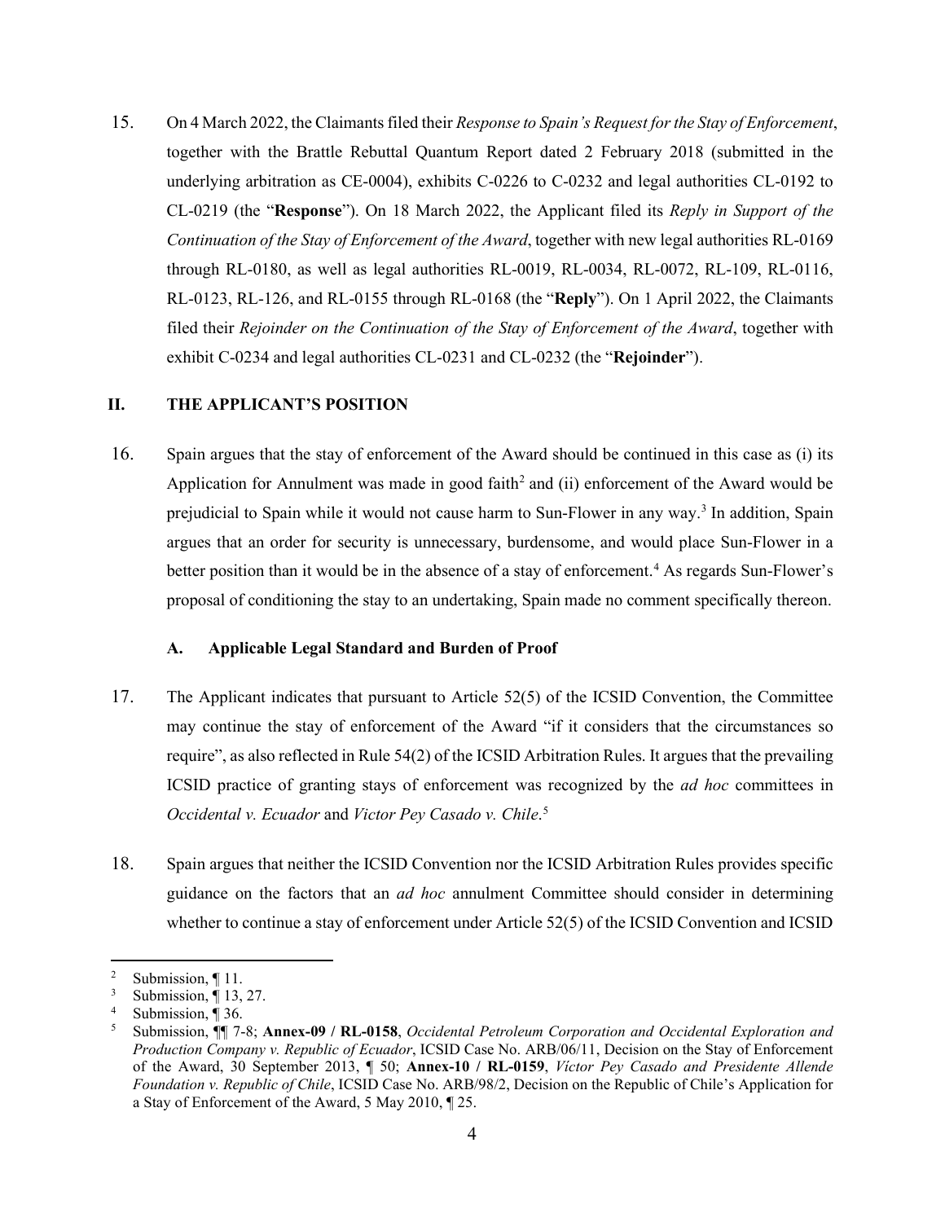15. On 4 March 2022, the Claimants filed their *Response to Spain's Request for the Stay of Enforcement*, together with the Brattle Rebuttal Quantum Report dated 2 February 2018 (submitted in the underlying arbitration as CE-0004), exhibits C-0226 to C-0232 and legal authorities CL-0192 to CL-0219 (the "**Response**"). On 18 March 2022, the Applicant filed its *Reply in Support of the Continuation of the Stay of Enforcement of the Award*, together with new legal authorities RL-0169 through RL-0180, as well as legal authorities RL-0019, RL-0034, RL-0072, RL-109, RL-0116, RL-0123, RL-126, and RL-0155 through RL-0168 (the "**Reply**"). On 1 April 2022, the Claimants filed their *Rejoinder on the Continuation of the Stay of Enforcement of the Award*, together with exhibit C-0234 and legal authorities CL-0231 and CL-0232 (the "**Rejoinder**").

## II. THE APPLICANT'S POSITION

16. Spain argues that the stay of enforcement of the Award should be continued in this case as (i) its Application for Annulment was made in good faith[2] and (ii) enforcement of the Award would be prejudicial to Spain while it would not cause harm to Sun-Flower in any way.[3] In addition, Spain argues that an order for security is unnecessary, burdensome, and would place Sun-Flower in a better position than it would be in the absence of a stay of enforcement.[4] As regards Sun-Flower's proposal of conditioning the stay to an undertaking, Spain made no comment specifically thereon.

### A. Applicable Legal Standard and Burden of Proof

17. The Applicant indicates that pursuant to Article 52(5) of the ICSID Convention, the Committee may continue the stay of enforcement of the Award "if it considers that the circumstances so require", as also reflected in Rule 54(2) of the ICSID Arbitration Rules. It argues that the prevailing ICSID practice of granting stays of enforcement was recognized by the *ad hoc* committees in *Occidental v. Ecuador* and *Victor Pey Casado v. Chile*.[5]

18. Spain argues that neither the ICSID Convention nor the ICSID Arbitration Rules provides specific guidance on the factors that an *ad hoc* annulment Committee should consider in determining whether to continue a stay of enforcement under Article 52(5) of the ICSID Convention and ICSID

---

[2] Submission, ¶ 11.

[3] Submission, ¶ 13, 27.

[4] Submission, ¶ 36.

[5] Submission, ¶¶ 7-8; **Annex-09 / RL-0158**, *Occidental Petroleum Corporation and Occidental Exploration and Production Company v. Republic of Ecuador*, ICSID Case No. ARB/06/11, Decision on the Stay of Enforcement of the Award, 30 September 2013, ¶ 50; **Annex-10 / RL-0159**, *Víctor Pey Casado and Presidente Allende Foundation v. Republic of Chile*, ICSID Case No. ARB/98/2, Decision on the Republic of Chile's Application for a Stay of Enforcement of the Award, 5 May 2010, ¶ 25.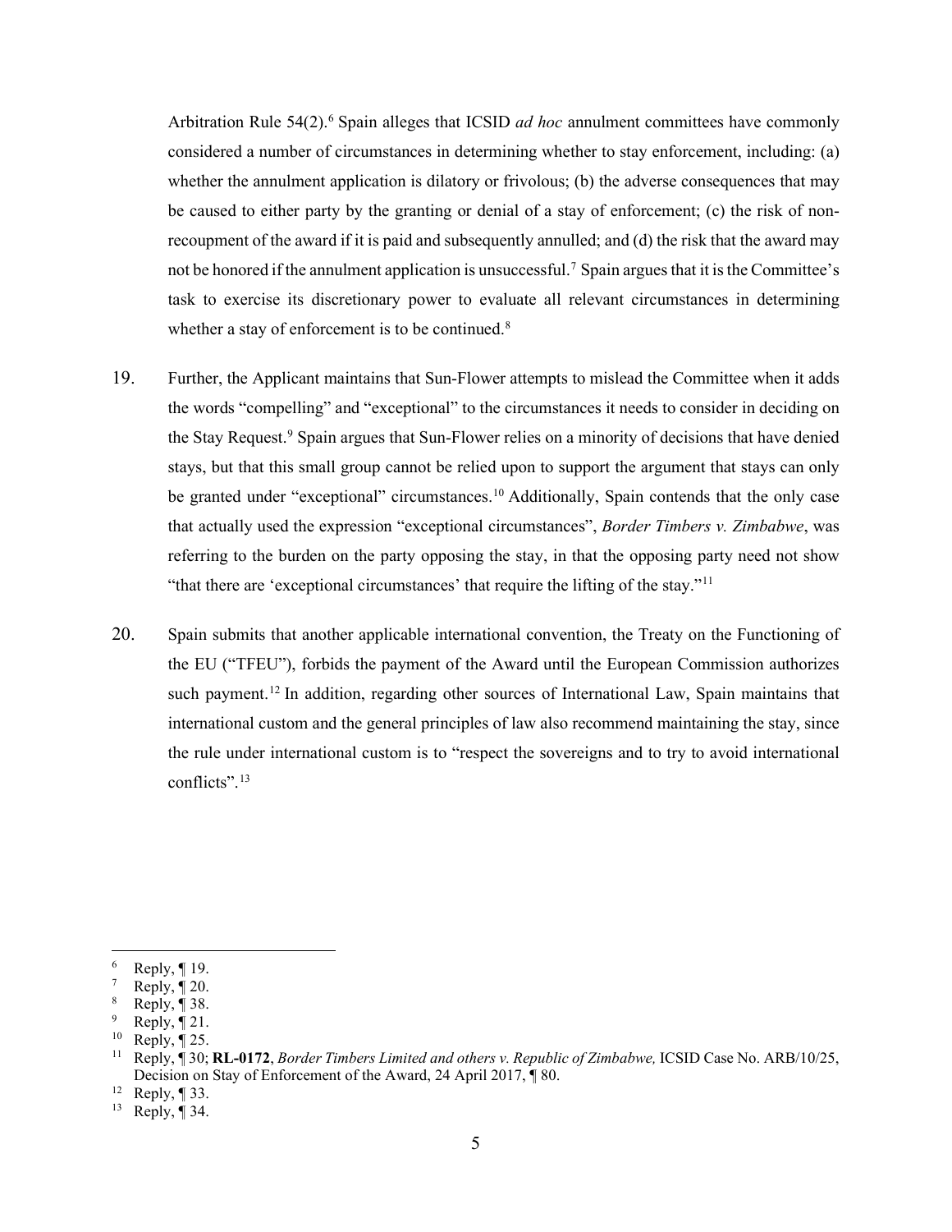Arbitration Rule 54(2).[6] Spain alleges that ICSID *ad hoc* annulment committees have commonly considered a number of circumstances in determining whether to stay enforcement, including: (a) whether the annulment application is dilatory or frivolous; (b) the adverse consequences that may be caused to either party by the granting or denial of a stay of enforcement; (c) the risk of non-recoupment of the award if it is paid and subsequently annulled; and (d) the risk that the award may not be honored if the annulment application is unsuccessful.[7] Spain argues that it is the Committee's task to exercise its discretionary power to evaluate all relevant circumstances in determining whether a stay of enforcement is to be continued.[8]

19. Further, the Applicant maintains that Sun-Flower attempts to mislead the Committee when it adds the words "compelling" and "exceptional" to the circumstances it needs to consider in deciding on the Stay Request.[9] Spain argues that Sun-Flower relies on a minority of decisions that have denied stays, but that this small group cannot be relied upon to support the argument that stays can only be granted under "exceptional" circumstances.[10] Additionally, Spain contends that the only case that actually used the expression "exceptional circumstances", *Border Timbers v. Zimbabwe*, was referring to the burden on the party opposing the stay, in that the opposing party need not show "that there are 'exceptional circumstances' that require the lifting of the stay."[11]

20. Spain submits that another applicable international convention, the Treaty on the Functioning of the EU ("TFEU"), forbids the payment of the Award until the European Commission authorizes such payment.[12] In addition, regarding other sources of International Law, Spain maintains that international custom and the general principles of law also recommend maintaining the stay, since the rule under international custom is to "respect the sovereigns and to try to avoid international conflicts".[13]

---

[6] Reply, ¶ 19.
[7] Reply, ¶ 20.
[8] Reply, ¶ 38.
[9] Reply, ¶ 21.
[10] Reply, ¶ 25.
[11] Reply, ¶ 30; **RL-0172**, *Border Timbers Limited and others v. Republic of Zimbabwe,* ICSID Case No. ARB/10/25, Decision on Stay of Enforcement of the Award, 24 April 2017, ¶ 80.
[12] Reply, ¶ 33.
[13] Reply, ¶ 34.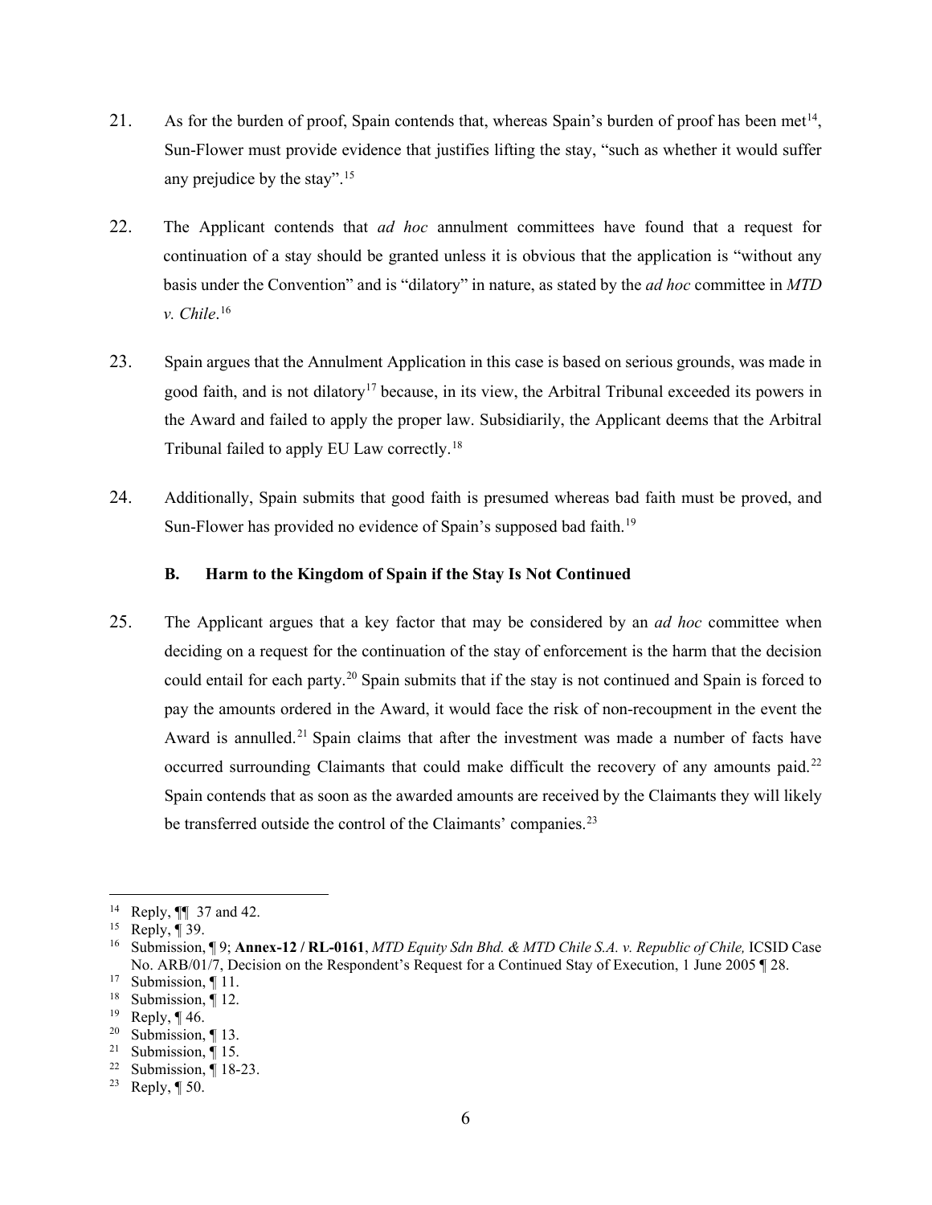21. As for the burden of proof, Spain contends that, whereas Spain's burden of proof has been met[14], Sun-Flower must provide evidence that justifies lifting the stay, "such as whether it would suffer any prejudice by the stay".[15]

22. The Applicant contends that *ad hoc* annulment committees have found that a request for continuation of a stay should be granted unless it is obvious that the application is "without any basis under the Convention" and is "dilatory" in nature, as stated by the *ad hoc* committee in *MTD v. Chile*.[16]

23. Spain argues that the Annulment Application in this case is based on serious grounds, was made in good faith, and is not dilatory[17] because, in its view, the Arbitral Tribunal exceeded its powers in the Award and failed to apply the proper law. Subsidiarily, the Applicant deems that the Arbitral Tribunal failed to apply EU Law correctly.[18]

24. Additionally, Spain submits that good faith is presumed whereas bad faith must be proved, and Sun-Flower has provided no evidence of Spain's supposed bad faith.[19]

### B. Harm to the Kingdom of Spain if the Stay Is Not Continued

25. The Applicant argues that a key factor that may be considered by an *ad hoc* committee when deciding on a request for the continuation of the stay of enforcement is the harm that the decision could entail for each party.[20] Spain submits that if the stay is not continued and Spain is forced to pay the amounts ordered in the Award, it would face the risk of non-recoupment in the event the Award is annulled.[21] Spain claims that after the investment was made a number of facts have occurred surrounding Claimants that could make difficult the recovery of any amounts paid.[22] Spain contends that as soon as the awarded amounts are received by the Claimants they will likely be transferred outside the control of the Claimants' companies.[23]

---

[14] Reply, ¶¶ 37 and 42.

[15] Reply, ¶ 39.

[16] Submission, ¶ 9; **Annex-12 / RL-0161**, *MTD Equity Sdn Bhd. & MTD Chile S.A. v. Republic of Chile,* ICSID Case No. ARB/01/7, Decision on the Respondent's Request for a Continued Stay of Execution, 1 June 2005 ¶ 28.

[17] Submission, ¶ 11.

[18] Submission, ¶ 12.

[19] Reply, ¶ 46.

[20] Submission, ¶ 13.

[21] Submission, ¶ 15.

[22] Submission, ¶ 18-23.

[23] Reply, ¶ 50.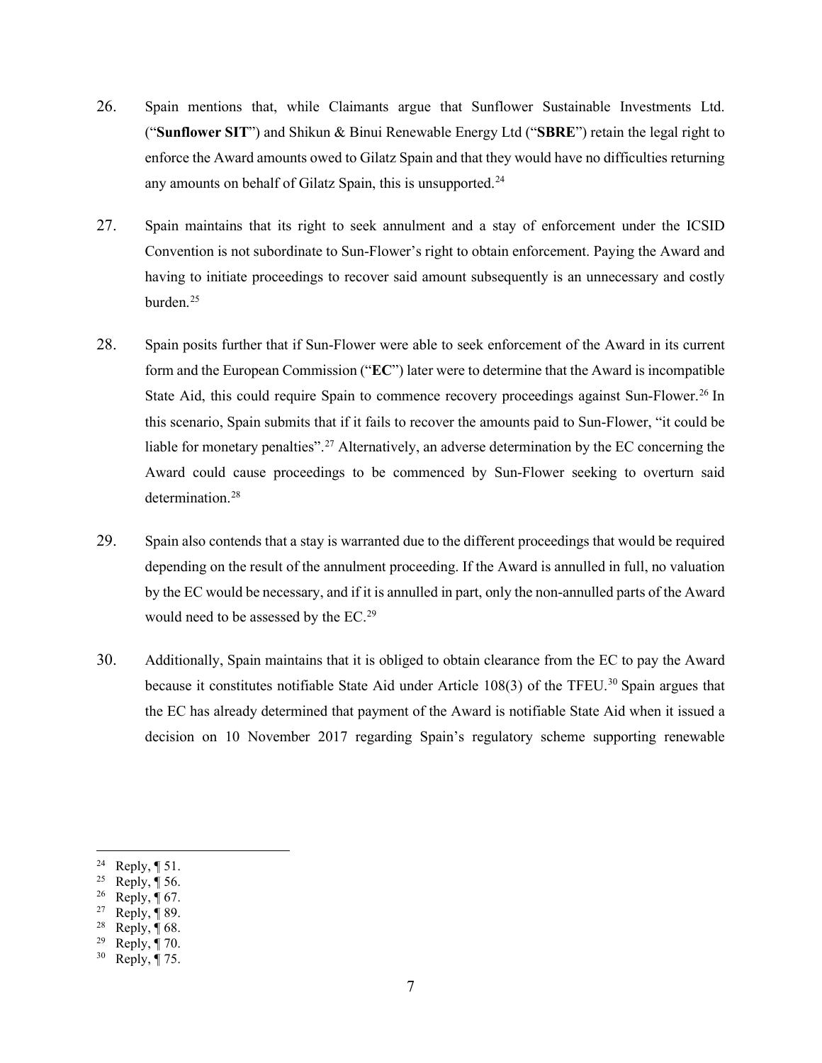26. Spain mentions that, while Claimants argue that Sunflower Sustainable Investments Ltd. ("**Sunflower SIT**") and Shikun & Binui Renewable Energy Ltd ("**SBRE**") retain the legal right to enforce the Award amounts owed to Gilatz Spain and that they would have no difficulties returning any amounts on behalf of Gilatz Spain, this is unsupported.[24]

27. Spain maintains that its right to seek annulment and a stay of enforcement under the ICSID Convention is not subordinate to Sun-Flower's right to obtain enforcement. Paying the Award and having to initiate proceedings to recover said amount subsequently is an unnecessary and costly burden.[25]

28. Spain posits further that if Sun-Flower were able to seek enforcement of the Award in its current form and the European Commission ("**EC**") later were to determine that the Award is incompatible State Aid, this could require Spain to commence recovery proceedings against Sun-Flower.[26] In this scenario, Spain submits that if it fails to recover the amounts paid to Sun-Flower, "it could be liable for monetary penalties".[27] Alternatively, an adverse determination by the EC concerning the Award could cause proceedings to be commenced by Sun-Flower seeking to overturn said determination.[28]

29. Spain also contends that a stay is warranted due to the different proceedings that would be required depending on the result of the annulment proceeding. If the Award is annulled in full, no valuation by the EC would be necessary, and if it is annulled in part, only the non-annulled parts of the Award would need to be assessed by the EC.[29]

30. Additionally, Spain maintains that it is obliged to obtain clearance from the EC to pay the Award because it constitutes notifiable State Aid under Article 108(3) of the TFEU.[30] Spain argues that the EC has already determined that payment of the Award is notifiable State Aid when it issued a decision on 10 November 2017 regarding Spain's regulatory scheme supporting renewable

---

[24] Reply, ¶ 51.

[25] Reply, ¶ 56.

[26] Reply, ¶ 67.

[27] Reply, ¶ 89.

[28] Reply, ¶ 68.

[29] Reply, ¶ 70.

[30] Reply, ¶ 75.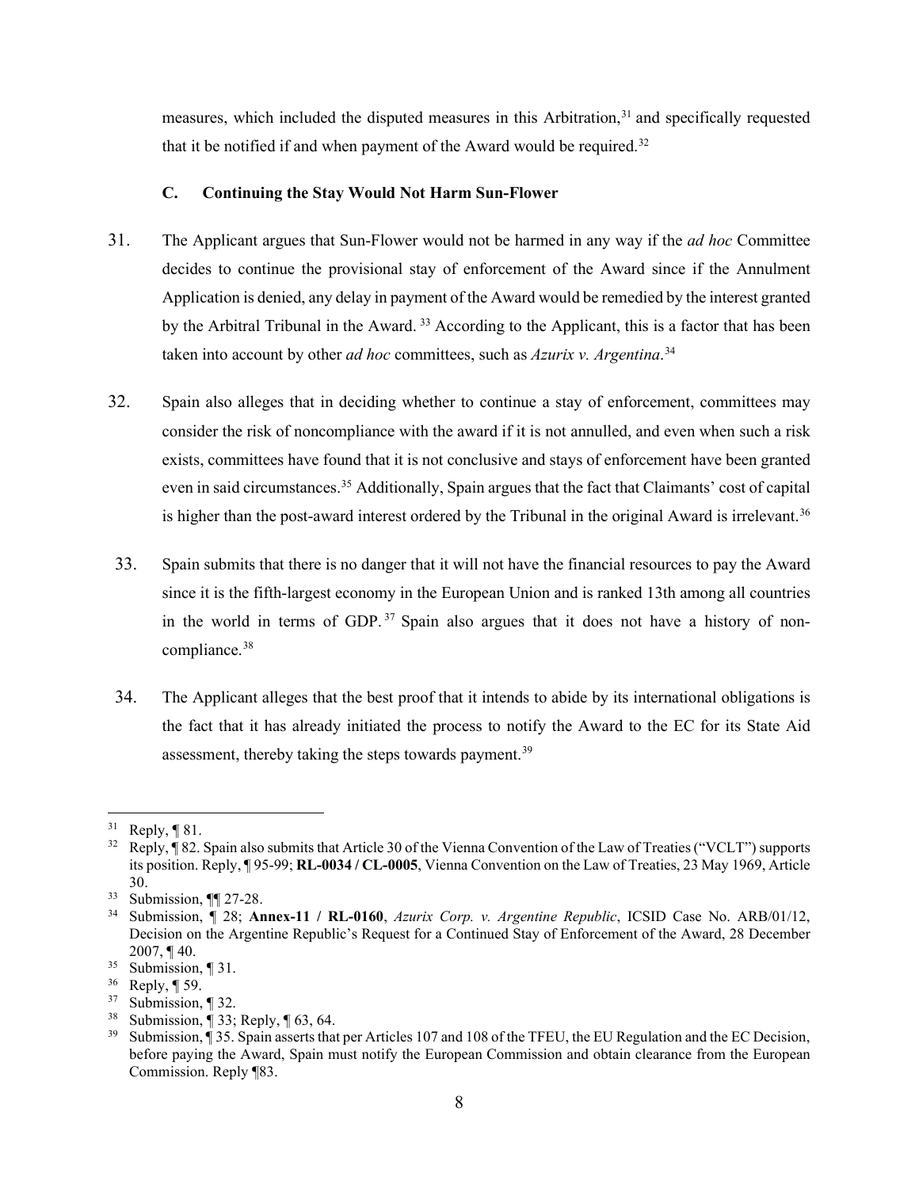measures, which included the disputed measures in this Arbitration,[31] and specifically requested that it be notified if and when payment of the Award would be required.[32]

### C. Continuing the Stay Would Not Harm Sun-Flower

31. The Applicant argues that Sun-Flower would not be harmed in any way if the *ad hoc* Committee decides to continue the provisional stay of enforcement of the Award since if the Annulment Application is denied, any delay in payment of the Award would be remedied by the interest granted by the Arbitral Tribunal in the Award. [33] According to the Applicant, this is a factor that has been taken into account by other *ad hoc* committees, such as *Azurix v. Argentina*.[34]

32. Spain also alleges that in deciding whether to continue a stay of enforcement, committees may consider the risk of noncompliance with the award if it is not annulled, and even when such a risk exists, committees have found that it is not conclusive and stays of enforcement have been granted even in said circumstances.[35] Additionally, Spain argues that the fact that Claimants' cost of capital is higher than the post-award interest ordered by the Tribunal in the original Award is irrelevant.[36]

33. Spain submits that there is no danger that it will not have the financial resources to pay the Award since it is the fifth-largest economy in the European Union and is ranked 13th among all countries in the world in terms of GDP. [37] Spain also argues that it does not have a history of non-compliance.[38]

34. The Applicant alleges that the best proof that it intends to abide by its international obligations is the fact that it has already initiated the process to notify the Award to the EC for its State Aid assessment, thereby taking the steps towards payment.[39]

---

[31] Reply, ¶ 81.

[32] Reply, ¶ 82. Spain also submits that Article 30 of the Vienna Convention of the Law of Treaties ("VCLT") supports its position. Reply, ¶ 95-99; **RL-0034 / CL-0005**, Vienna Convention on the Law of Treaties, 23 May 1969, Article 30.

[33] Submission, ¶¶ 27-28.

[34] Submission, ¶ 28; **Annex-11 / RL-0160**, *Azurix Corp. v. Argentine Republic*, ICSID Case No. ARB/01/12, Decision on the Argentine Republic's Request for a Continued Stay of Enforcement of the Award, 28 December 2007, ¶ 40.

[35] Submission, ¶ 31.

[36] Reply, ¶ 59.

[37] Submission, ¶ 32.

[38] Submission, ¶ 33; Reply, ¶ 63, 64.

[39] Submission, ¶ 35. Spain asserts that per Articles 107 and 108 of the TFEU, the EU Regulation and the EC Decision, before paying the Award, Spain must notify the European Commission and obtain clearance from the European Commission. Reply ¶83.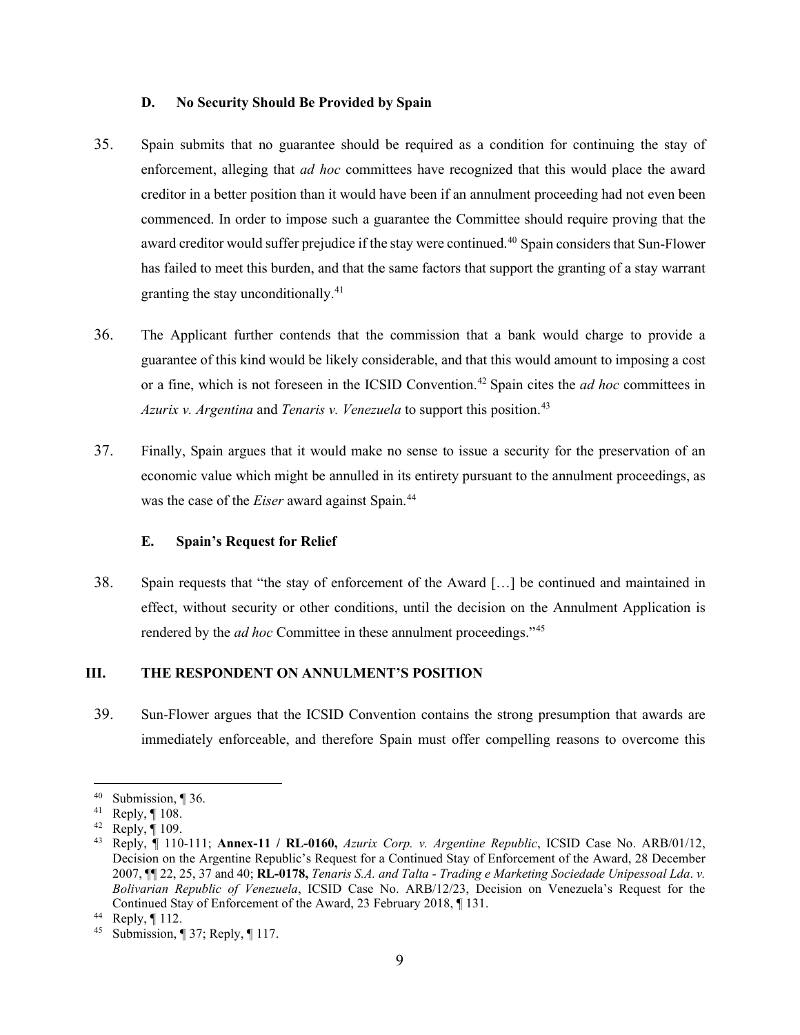### D. No Security Should Be Provided by Spain

35. Spain submits that no guarantee should be required as a condition for continuing the stay of enforcement, alleging that *ad hoc* committees have recognized that this would place the award creditor in a better position than it would have been if an annulment proceeding had not even been commenced. In order to impose such a guarantee the Committee should require proving that the award creditor would suffer prejudice if the stay were continued.[40] Spain considers that Sun-Flower has failed to meet this burden, and that the same factors that support the granting of a stay warrant granting the stay unconditionally.[41]

36. The Applicant further contends that the commission that a bank would charge to provide a guarantee of this kind would be likely considerable, and that this would amount to imposing a cost or a fine, which is not foreseen in the ICSID Convention.[42] Spain cites the *ad hoc* committees in *Azurix v. Argentina* and *Tenaris v. Venezuela* to support this position.[43]

37. Finally, Spain argues that it would make no sense to issue a security for the preservation of an economic value which might be annulled in its entirety pursuant to the annulment proceedings, as was the case of the *Eiser* award against Spain.[44]

### E. Spain's Request for Relief

38. Spain requests that "the stay of enforcement of the Award […] be continued and maintained in effect, without security or other conditions, until the decision on the Annulment Application is rendered by the *ad hoc* Committee in these annulment proceedings."[45]

## III. THE RESPONDENT ON ANNULMENT'S POSITION

39. Sun-Flower argues that the ICSID Convention contains the strong presumption that awards are immediately enforceable, and therefore Spain must offer compelling reasons to overcome this

---

[40] Submission, ¶ 36.

[41] Reply, ¶ 108.

[42] Reply, ¶ 109.

[43] Reply, ¶ 110-111; **Annex-11 / RL-0160,** *Azurix Corp. v. Argentine Republic*, ICSID Case No. ARB/01/12, Decision on the Argentine Republic's Request for a Continued Stay of Enforcement of the Award, 28 December 2007, ¶¶ 22, 25, 37 and 40; **RL-0178,** *Tenaris S.A. and Talta - Trading e Marketing Sociedade Unipessoal Lda*. *v. Bolivarian Republic of Venezuela*, ICSID Case No. ARB/12/23, Decision on Venezuela's Request for the Continued Stay of Enforcement of the Award, 23 February 2018, ¶ 131.

[44] Reply, ¶ 112.

[45] Submission, ¶ 37; Reply, ¶ 117.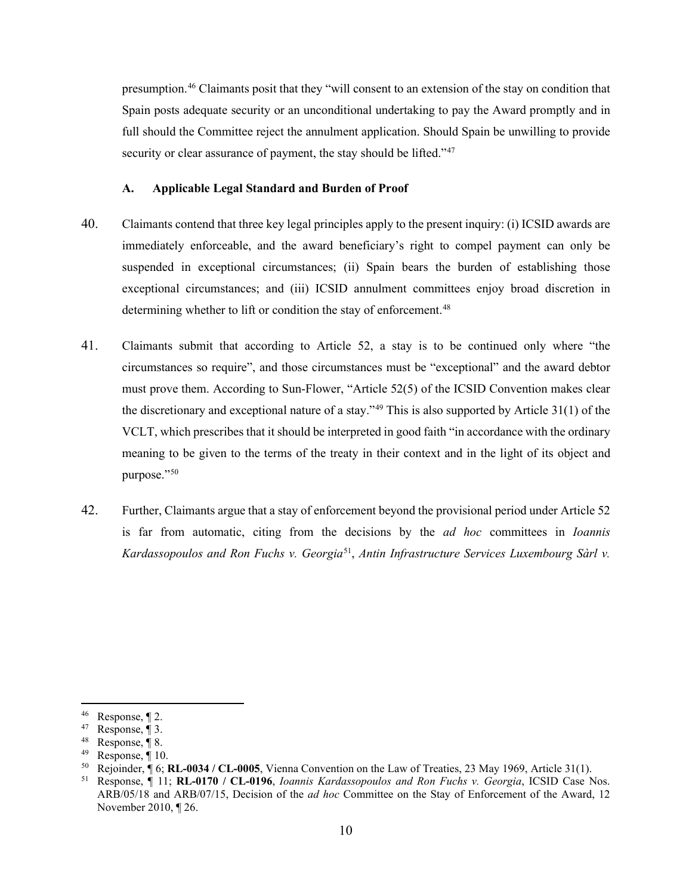presumption.[46] Claimants posit that they "will consent to an extension of the stay on condition that Spain posts adequate security or an unconditional undertaking to pay the Award promptly and in full should the Committee reject the annulment application. Should Spain be unwilling to provide security or clear assurance of payment, the stay should be lifted."[47]

### A. Applicable Legal Standard and Burden of Proof

40. Claimants contend that three key legal principles apply to the present inquiry: (i) ICSID awards are immediately enforceable, and the award beneficiary's right to compel payment can only be suspended in exceptional circumstances; (ii) Spain bears the burden of establishing those exceptional circumstances; and (iii) ICSID annulment committees enjoy broad discretion in determining whether to lift or condition the stay of enforcement.[48]

41. Claimants submit that according to Article 52, a stay is to be continued only where "the circumstances so require", and those circumstances must be "exceptional" and the award debtor must prove them. According to Sun-Flower, "Article 52(5) of the ICSID Convention makes clear the discretionary and exceptional nature of a stay."[49] This is also supported by Article 31(1) of the VCLT, which prescribes that it should be interpreted in good faith "in accordance with the ordinary meaning to be given to the terms of the treaty in their context and in the light of its object and purpose."[50]

42. Further, Claimants argue that a stay of enforcement beyond the provisional period under Article 52 is far from automatic, citing from the decisions by the *ad hoc* committees in *Ioannis Kardassopoulos and Ron Fuchs v. Georgia*[51], *Antin Infrastructure Services Luxembourg Sàrl v.*

---

[46] Response, ¶ 2.

[47] Response, ¶ 3.

[48] Response, ¶ 8.

[49] Response, ¶ 10.

[50] Rejoinder, ¶ 6; **RL-0034 / CL-0005**, Vienna Convention on the Law of Treaties, 23 May 1969, Article 31(1).

[51] Response, ¶ 11; **RL-0170 / CL-0196**, *Ioannis Kardassopoulos and Ron Fuchs v. Georgia*, ICSID Case Nos. ARB/05/18 and ARB/07/15, Decision of the *ad hoc* Committee on the Stay of Enforcement of the Award, 12 November 2010, ¶ 26.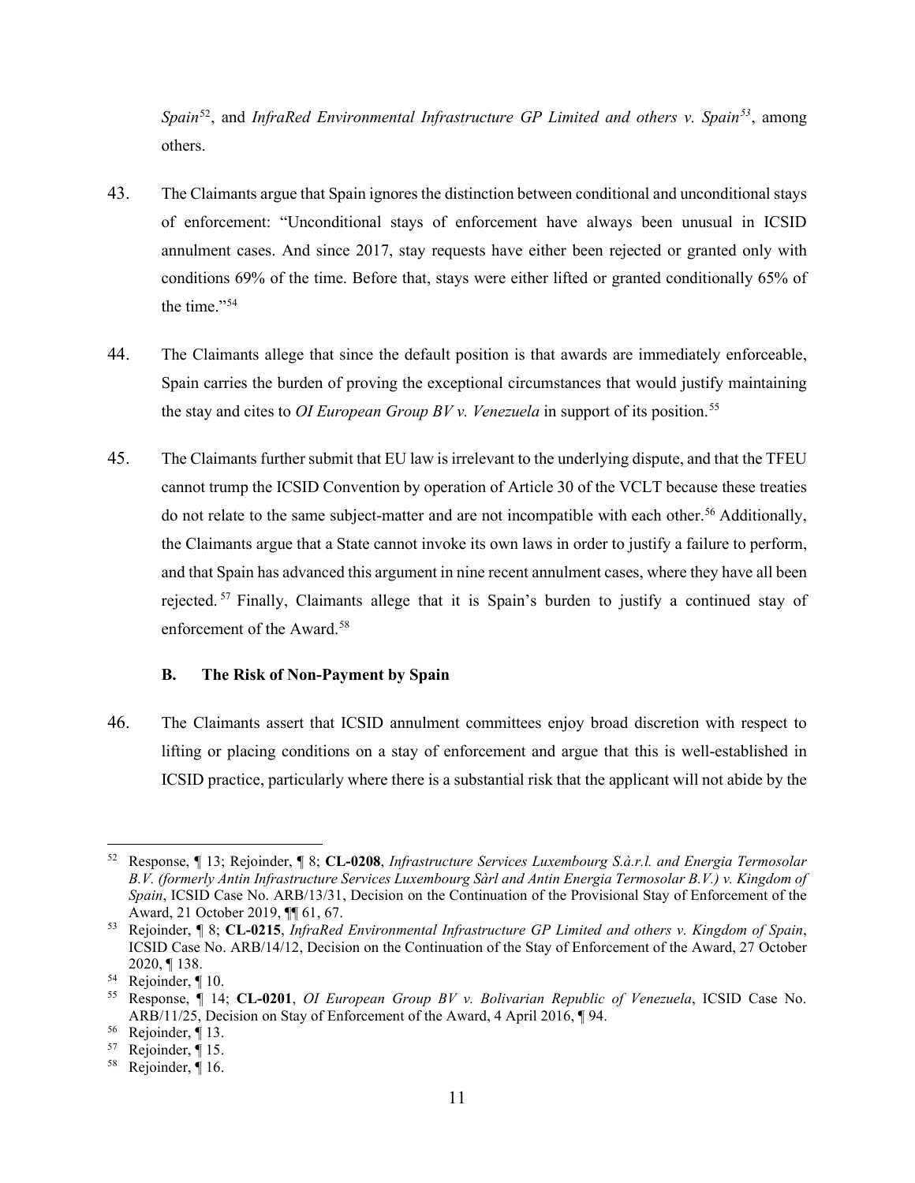*Spain*[52], and *InfraRed Environmental Infrastructure GP Limited and others v. Spain*[53], among others.

43. The Claimants argue that Spain ignores the distinction between conditional and unconditional stays of enforcement: "Unconditional stays of enforcement have always been unusual in ICSID annulment cases. And since 2017, stay requests have either been rejected or granted only with conditions 69% of the time. Before that, stays were either lifted or granted conditionally 65% of the time."[54]

44. The Claimants allege that since the default position is that awards are immediately enforceable, Spain carries the burden of proving the exceptional circumstances that would justify maintaining the stay and cites to *OI European Group BV v. Venezuela* in support of its position.[55]

45. The Claimants further submit that EU law is irrelevant to the underlying dispute, and that the TFEU cannot trump the ICSID Convention by operation of Article 30 of the VCLT because these treaties do not relate to the same subject-matter and are not incompatible with each other.[56] Additionally, the Claimants argue that a State cannot invoke its own laws in order to justify a failure to perform, and that Spain has advanced this argument in nine recent annulment cases, where they have all been rejected.[57] Finally, Claimants allege that it is Spain's burden to justify a continued stay of enforcement of the Award.[58]

### B. The Risk of Non-Payment by Spain

46. The Claimants assert that ICSID annulment committees enjoy broad discretion with respect to lifting or placing conditions on a stay of enforcement and argue that this is well-established in ICSID practice, particularly where there is a substantial risk that the applicant will not abide by the

---

[52] Response, ¶ 13; Rejoinder, ¶ 8; **CL-0208**, *Infrastructure Services Luxembourg S.à.r.l. and Energia Termosolar B.V. (formerly Antin Infrastructure Services Luxembourg Sàrl and Antin Energia Termosolar B.V.) v. Kingdom of Spain*, ICSID Case No. ARB/13/31, Decision on the Continuation of the Provisional Stay of Enforcement of the Award, 21 October 2019, ¶¶ 61, 67.

[53] Rejoinder, ¶ 8; **CL-0215**, *InfraRed Environmental Infrastructure GP Limited and others v. Kingdom of Spain*, ICSID Case No. ARB/14/12, Decision on the Continuation of the Stay of Enforcement of the Award, 27 October 2020, ¶ 138.

[54] Rejoinder, ¶ 10.

[55] Response, ¶ 14; **CL-0201**, *OI European Group BV v. Bolivarian Republic of Venezuela*, ICSID Case No. ARB/11/25, Decision on Stay of Enforcement of the Award, 4 April 2016, ¶ 94.

[56] Rejoinder, ¶ 13.

[57] Rejoinder, ¶ 15.

[58] Rejoinder, ¶ 16.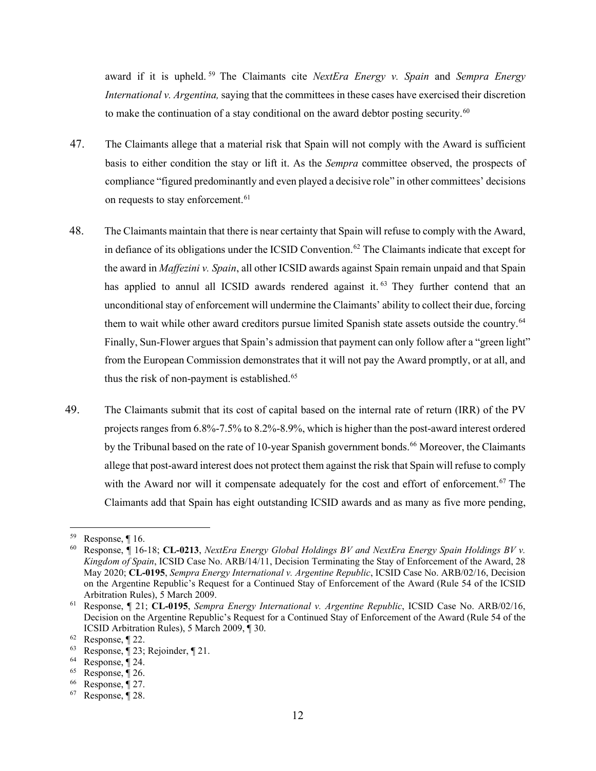award if it is upheld.[59] The Claimants cite *NextEra Energy v. Spain* and *Sempra Energy International v. Argentina,* saying that the committees in these cases have exercised their discretion to make the continuation of a stay conditional on the award debtor posting security.[60]

47. The Claimants allege that a material risk that Spain will not comply with the Award is sufficient basis to either condition the stay or lift it. As the *Sempra* committee observed, the prospects of compliance "figured predominantly and even played a decisive role" in other committees' decisions on requests to stay enforcement.[61]

48. The Claimants maintain that there is near certainty that Spain will refuse to comply with the Award, in defiance of its obligations under the ICSID Convention.[62] The Claimants indicate that except for the award in *Maffezini v. Spain*, all other ICSID awards against Spain remain unpaid and that Spain has applied to annul all ICSID awards rendered against it.[63] They further contend that an unconditional stay of enforcement will undermine the Claimants' ability to collect their due, forcing them to wait while other award creditors pursue limited Spanish state assets outside the country.[64] Finally, Sun-Flower argues that Spain's admission that payment can only follow after a "green light" from the European Commission demonstrates that it will not pay the Award promptly, or at all, and thus the risk of non-payment is established.[65]

49. The Claimants submit that its cost of capital based on the internal rate of return (IRR) of the PV projects ranges from 6.8%-7.5% to 8.2%-8.9%, which is higher than the post-award interest ordered by the Tribunal based on the rate of 10-year Spanish government bonds.[66] Moreover, the Claimants allege that post-award interest does not protect them against the risk that Spain will refuse to comply with the Award nor will it compensate adequately for the cost and effort of enforcement.[67] The Claimants add that Spain has eight outstanding ICSID awards and as many as five more pending,

---

[59] Response, ¶ 16.

[60] Response, ¶ 16-18; **CL-0213**, *NextEra Energy Global Holdings BV and NextEra Energy Spain Holdings BV v. Kingdom of Spain*, ICSID Case No. ARB/14/11, Decision Terminating the Stay of Enforcement of the Award, 28 May 2020; **CL-0195**, *Sempra Energy International v. Argentine Republic*, ICSID Case No. ARB/02/16, Decision on the Argentine Republic's Request for a Continued Stay of Enforcement of the Award (Rule 54 of the ICSID Arbitration Rules), 5 March 2009.

[61] Response, ¶ 21; **CL-0195**, *Sempra Energy International v. Argentine Republic*, ICSID Case No. ARB/02/16, Decision on the Argentine Republic's Request for a Continued Stay of Enforcement of the Award (Rule 54 of the ICSID Arbitration Rules), 5 March 2009, ¶ 30.

[62] Response, ¶ 22.

[63] Response, ¶ 23; Rejoinder, ¶ 21.

[64] Response, ¶ 24.

[65] Response, ¶ 26.

[66] Response, ¶ 27.

[67] Response, ¶ 28.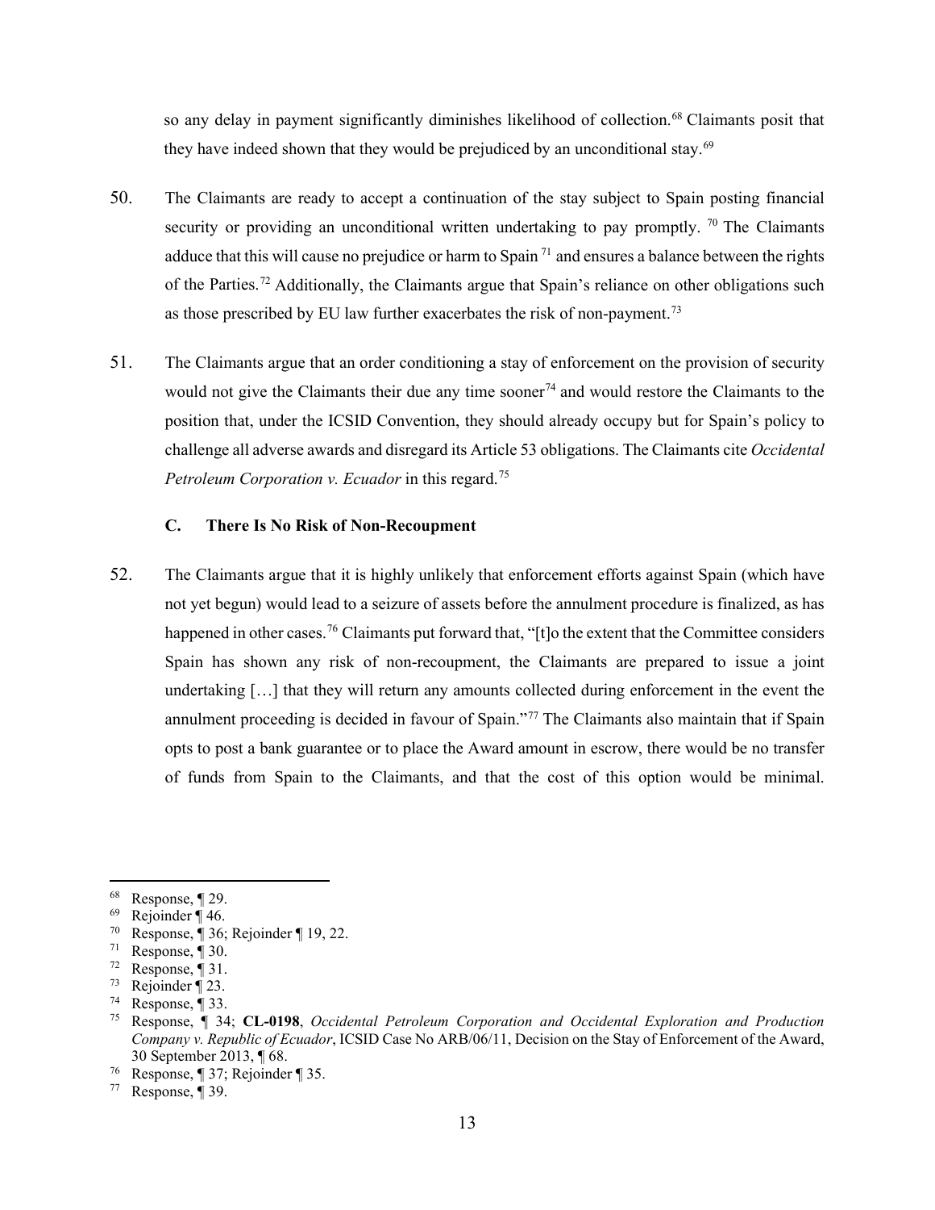so any delay in payment significantly diminishes likelihood of collection.[68] Claimants posit that they have indeed shown that they would be prejudiced by an unconditional stay.[69]

50. The Claimants are ready to accept a continuation of the stay subject to Spain posting financial security or providing an unconditional written undertaking to pay promptly. [70] The Claimants adduce that this will cause no prejudice or harm to Spain [71] and ensures a balance between the rights of the Parties.[72] Additionally, the Claimants argue that Spain's reliance on other obligations such as those prescribed by EU law further exacerbates the risk of non-payment.[73]

51. The Claimants argue that an order conditioning a stay of enforcement on the provision of security would not give the Claimants their due any time sooner[74] and would restore the Claimants to the position that, under the ICSID Convention, they should already occupy but for Spain's policy to challenge all adverse awards and disregard its Article 53 obligations. The Claimants cite *Occidental Petroleum Corporation v. Ecuador* in this regard.[75]

### C. There Is No Risk of Non-Recoupment

52. The Claimants argue that it is highly unlikely that enforcement efforts against Spain (which have not yet begun) would lead to a seizure of assets before the annulment procedure is finalized, as has happened in other cases.[76] Claimants put forward that, "[t]o the extent that the Committee considers Spain has shown any risk of non-recoupment, the Claimants are prepared to issue a joint undertaking […] that they will return any amounts collected during enforcement in the event the annulment proceeding is decided in favour of Spain."[77] The Claimants also maintain that if Spain opts to post a bank guarantee or to place the Award amount in escrow, there would be no transfer of funds from Spain to the Claimants, and that the cost of this option would be minimal.

---

[68] Response, ¶ 29.

[69] Rejoinder ¶ 46.

[70] Response, ¶ 36; Rejoinder ¶ 19, 22.

[71] Response, ¶ 30.

[72] Response, ¶ 31.

[73] Rejoinder ¶ 23.

[74] Response, ¶ 33.

[75] Response, ¶ 34; **CL-0198**, *Occidental Petroleum Corporation and Occidental Exploration and Production Company v. Republic of Ecuador*, ICSID Case No ARB/06/11, Decision on the Stay of Enforcement of the Award, 30 September 2013, ¶ 68.

[76] Response, ¶ 37; Rejoinder ¶ 35.

[77] Response, ¶ 39.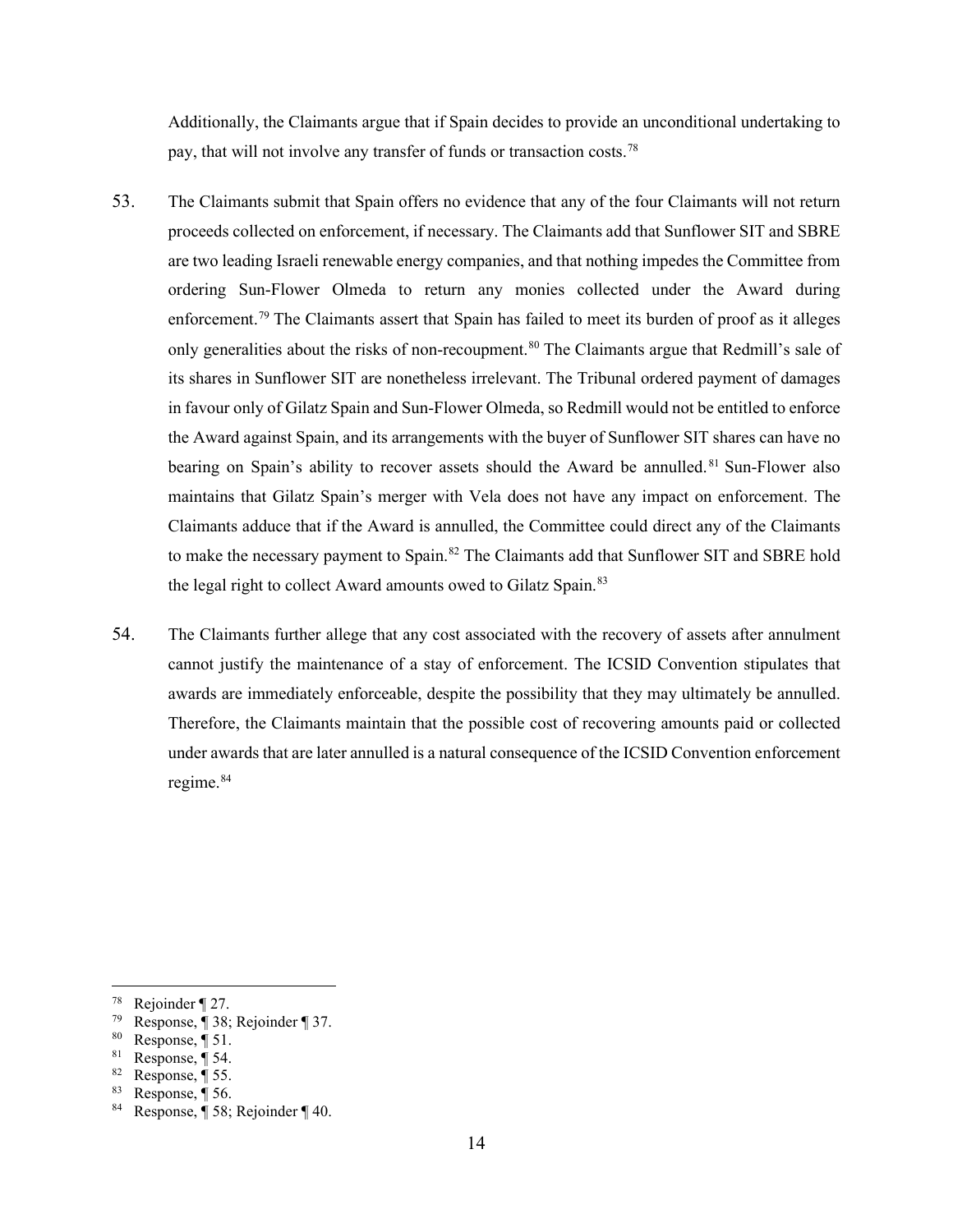Additionally, the Claimants argue that if Spain decides to provide an unconditional undertaking to pay, that will not involve any transfer of funds or transaction costs.[78]

53. The Claimants submit that Spain offers no evidence that any of the four Claimants will not return proceeds collected on enforcement, if necessary. The Claimants add that Sunflower SIT and SBRE are two leading Israeli renewable energy companies, and that nothing impedes the Committee from ordering Sun-Flower Olmeda to return any monies collected under the Award during enforcement.[79] The Claimants assert that Spain has failed to meet its burden of proof as it alleges only generalities about the risks of non-recoupment.[80] The Claimants argue that Redmill's sale of its shares in Sunflower SIT are nonetheless irrelevant. The Tribunal ordered payment of damages in favour only of Gilatz Spain and Sun-Flower Olmeda, so Redmill would not be entitled to enforce the Award against Spain, and its arrangements with the buyer of Sunflower SIT shares can have no bearing on Spain's ability to recover assets should the Award be annulled.[81] Sun-Flower also maintains that Gilatz Spain's merger with Vela does not have any impact on enforcement. The Claimants adduce that if the Award is annulled, the Committee could direct any of the Claimants to make the necessary payment to Spain.[82] The Claimants add that Sunflower SIT and SBRE hold the legal right to collect Award amounts owed to Gilatz Spain.[83]

54. The Claimants further allege that any cost associated with the recovery of assets after annulment cannot justify the maintenance of a stay of enforcement. The ICSID Convention stipulates that awards are immediately enforceable, despite the possibility that they may ultimately be annulled. Therefore, the Claimants maintain that the possible cost of recovering amounts paid or collected under awards that are later annulled is a natural consequence of the ICSID Convention enforcement regime.[84]

---

[78] Rejoinder ¶ 27.

[79] Response, ¶ 38; Rejoinder ¶ 37.

[80] Response, ¶ 51.

[81] Response, ¶ 54.

[82] Response, ¶ 55.

[83] Response, ¶ 56.

[84] Response, ¶ 58; Rejoinder ¶ 40.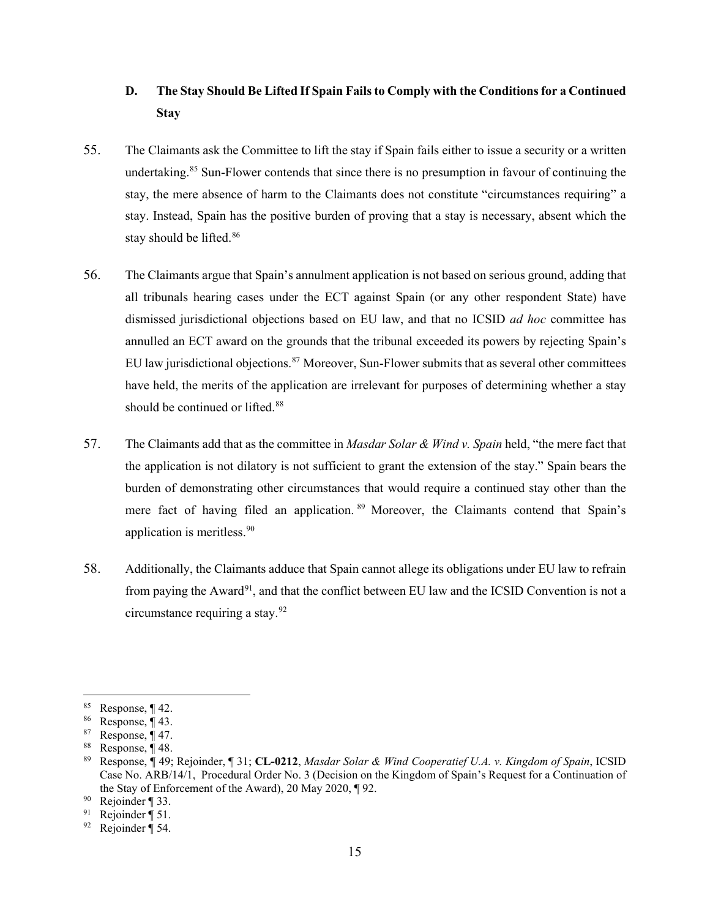### D. The Stay Should Be Lifted If Spain Fails to Comply with the Conditions for a Continued Stay

55. The Claimants ask the Committee to lift the stay if Spain fails either to issue a security or a written undertaking.[85] Sun-Flower contends that since there is no presumption in favour of continuing the stay, the mere absence of harm to the Claimants does not constitute "circumstances requiring" a stay. Instead, Spain has the positive burden of proving that a stay is necessary, absent which the stay should be lifted.[86]

56. The Claimants argue that Spain's annulment application is not based on serious ground, adding that all tribunals hearing cases under the ECT against Spain (or any other respondent State) have dismissed jurisdictional objections based on EU law, and that no ICSID *ad hoc* committee has annulled an ECT award on the grounds that the tribunal exceeded its powers by rejecting Spain's EU law jurisdictional objections.[87] Moreover, Sun-Flower submits that as several other committees have held, the merits of the application are irrelevant for purposes of determining whether a stay should be continued or lifted.[88]

57. The Claimants add that as the committee in *Masdar Solar & Wind v. Spain* held, "the mere fact that the application is not dilatory is not sufficient to grant the extension of the stay." Spain bears the burden of demonstrating other circumstances that would require a continued stay other than the mere fact of having filed an application.[89] Moreover, the Claimants contend that Spain's application is meritless.[90]

58. Additionally, the Claimants adduce that Spain cannot allege its obligations under EU law to refrain from paying the Award[91], and that the conflict between EU law and the ICSID Convention is not a circumstance requiring a stay.[92]

---

[85] Response, ¶ 42.

[86] Response, ¶ 43.

[87] Response, ¶ 47.

[88] Response, ¶ 48.

[89] Response, ¶ 49; Rejoinder, ¶ 31; **CL-0212**, *Masdar Solar & Wind Cooperatief U.A. v. Kingdom of Spain*, ICSID Case No. ARB/14/1, Procedural Order No. 3 (Decision on the Kingdom of Spain's Request for a Continuation of the Stay of Enforcement of the Award), 20 May 2020, ¶ 92.

[90] Rejoinder ¶ 33.

[91] Rejoinder ¶ 51.

[92] Rejoinder ¶ 54.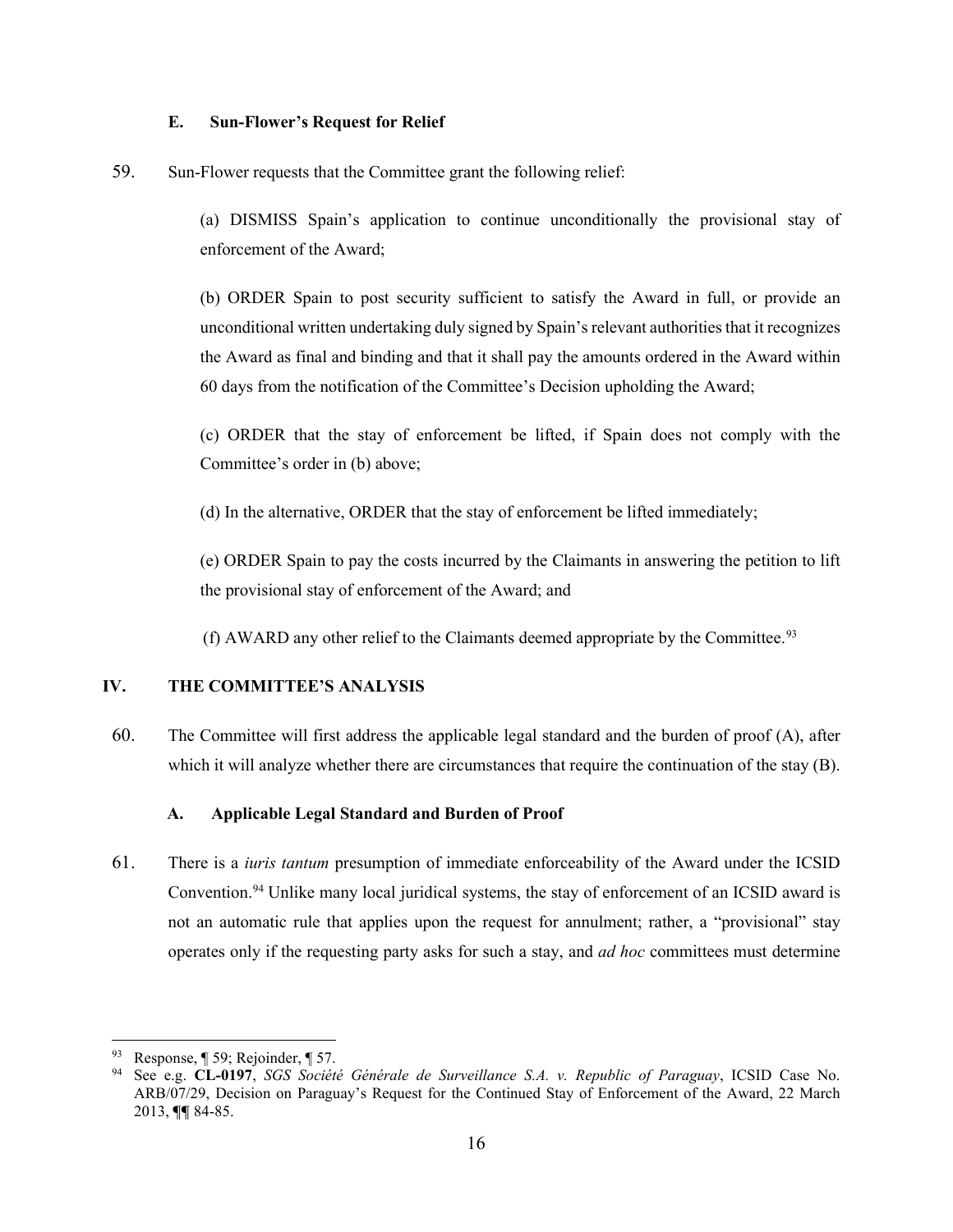### E. Sun-Flower's Request for Relief

59. Sun-Flower requests that the Committee grant the following relief:

> (a) DISMISS Spain's application to continue unconditionally the provisional stay of enforcement of the Award;
>
> (b) ORDER Spain to post security sufficient to satisfy the Award in full, or provide an unconditional written undertaking duly signed by Spain's relevant authorities that it recognizes the Award as final and binding and that it shall pay the amounts ordered in the Award within 60 days from the notification of the Committee's Decision upholding the Award;
>
> (c) ORDER that the stay of enforcement be lifted, if Spain does not comply with the Committee's order in (b) above;
>
> (d) In the alternative, ORDER that the stay of enforcement be lifted immediately;
>
> (e) ORDER Spain to pay the costs incurred by the Claimants in answering the petition to lift the provisional stay of enforcement of the Award; and
>
> (f) AWARD any other relief to the Claimants deemed appropriate by the Committee.[93]

## IV. THE COMMITTEE'S ANALYSIS

60. The Committee will first address the applicable legal standard and the burden of proof (A), after which it will analyze whether there are circumstances that require the continuation of the stay (B).

### A. Applicable Legal Standard and Burden of Proof

61. There is a *iuris tantum* presumption of immediate enforceability of the Award under the ICSID Convention.[94] Unlike many local juridical systems, the stay of enforcement of an ICSID award is not an automatic rule that applies upon the request for annulment; rather, a "provisional" stay operates only if the requesting party asks for such a stay, and *ad hoc* committees must determine

---

[93] Response, ¶ 59; Rejoinder, ¶ 57.

[94] See e.g. **CL-0197**, *SGS Société Générale de Surveillance S.A. v. Republic of Paraguay*, ICSID Case No. ARB/07/29, Decision on Paraguay's Request for the Continued Stay of Enforcement of the Award, 22 March 2013, ¶¶ 84-85.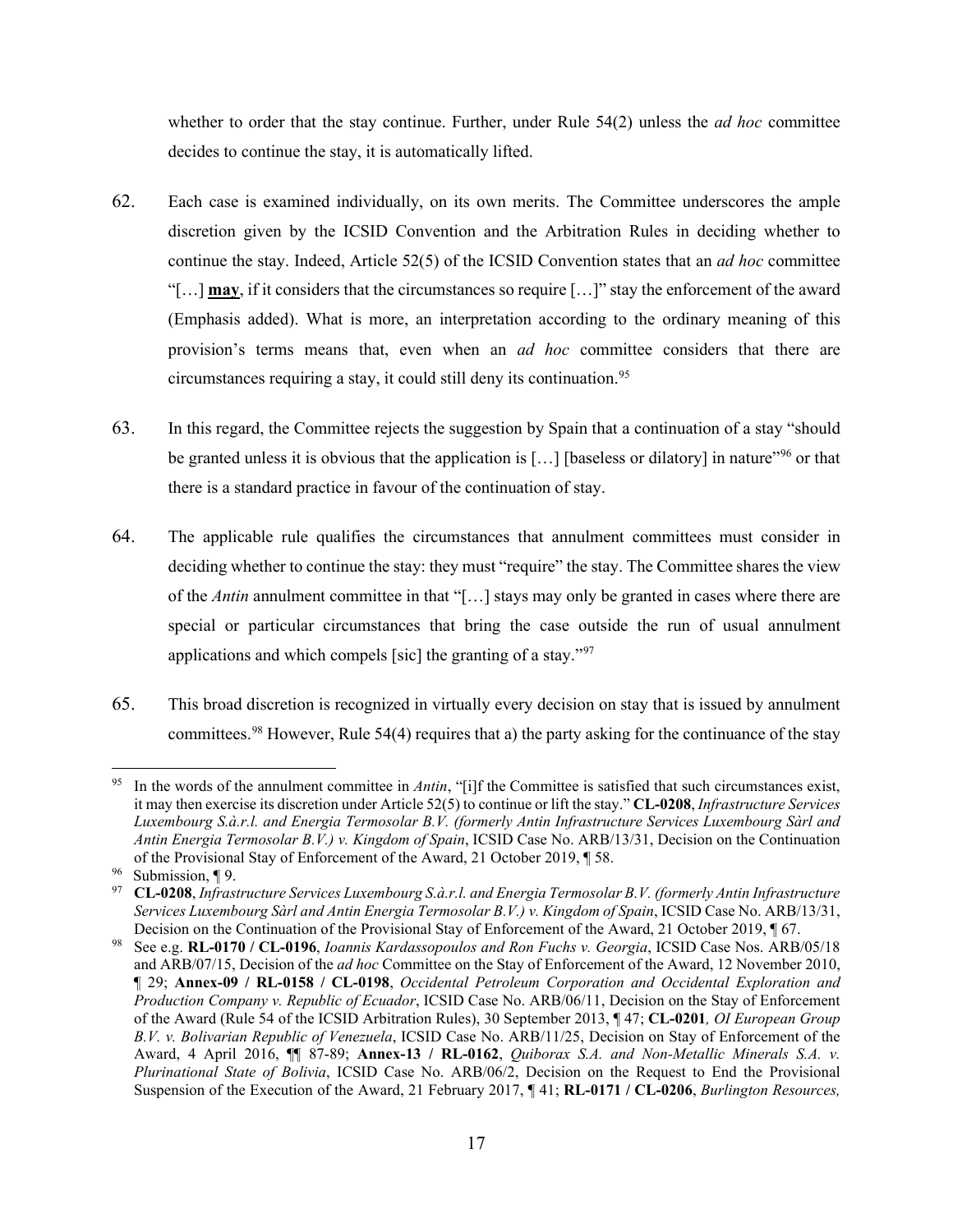whether to order that the stay continue. Further, under Rule 54(2) unless the *ad hoc* committee decides to continue the stay, it is automatically lifted.

62. Each case is examined individually, on its own merits. The Committee underscores the ample discretion given by the ICSID Convention and the Arbitration Rules in deciding whether to continue the stay. Indeed, Article 52(5) of the ICSID Convention states that an *ad hoc* committee "[…] **may**, if it considers that the circumstances so require […]" stay the enforcement of the award (Emphasis added). What is more, an interpretation according to the ordinary meaning of this provision's terms means that, even when an *ad hoc* committee considers that there are circumstances requiring a stay, it could still deny its continuation.[95]

63. In this regard, the Committee rejects the suggestion by Spain that a continuation of a stay "should be granted unless it is obvious that the application is […] [baseless or dilatory] in nature"[96] or that there is a standard practice in favour of the continuation of stay.

64. The applicable rule qualifies the circumstances that annulment committees must consider in deciding whether to continue the stay: they must "require" the stay. The Committee shares the view of the *Antin* annulment committee in that "[…] stays may only be granted in cases where there are special or particular circumstances that bring the case outside the run of usual annulment applications and which compels [sic] the granting of a stay."[97]

65. This broad discretion is recognized in virtually every decision on stay that is issued by annulment committees.[98] However, Rule 54(4) requires that a) the party asking for the continuance of the stay

---

[95] In the words of the annulment committee in *Antin*, "[i]f the Committee is satisfied that such circumstances exist, it may then exercise its discretion under Article 52(5) to continue or lift the stay." **CL-0208**, *Infrastructure Services Luxembourg S.à.r.l. and Energia Termosolar B.V. (formerly Antin Infrastructure Services Luxembourg Sàrl and Antin Energia Termosolar B.V.) v. Kingdom of Spain*, ICSID Case No. ARB/13/31, Decision on the Continuation of the Provisional Stay of Enforcement of the Award, 21 October 2019, ¶ 58.

[96] Submission, ¶ 9.

[97] **CL-0208**, *Infrastructure Services Luxembourg S.à.r.l. and Energia Termosolar B.V. (formerly Antin Infrastructure Services Luxembourg Sàrl and Antin Energia Termosolar B.V.) v. Kingdom of Spain*, ICSID Case No. ARB/13/31, Decision on the Continuation of the Provisional Stay of Enforcement of the Award, 21 October 2019, ¶ 67.

[98] See e.g. **RL-0170 / CL-0196**, *Ioannis Kardassopoulos and Ron Fuchs v. Georgia*, ICSID Case Nos. ARB/05/18 and ARB/07/15, Decision of the *ad hoc* Committee on the Stay of Enforcement of the Award, 12 November 2010, ¶ 29; **Annex-09 / RL-0158 / CL-0198**, *Occidental Petroleum Corporation and Occidental Exploration and Production Company v. Republic of Ecuador*, ICSID Case No. ARB/06/11, Decision on the Stay of Enforcement of the Award (Rule 54 of the ICSID Arbitration Rules), 30 September 2013, ¶ 47; **CL-0201**, *OI European Group B.V. v. Bolivarian Republic of Venezuela*, ICSID Case No. ARB/11/25, Decision on Stay of Enforcement of the Award, 4 April 2016, ¶¶ 87-89; **Annex-13 / RL-0162**, *Quiborax S.A. and Non-Metallic Minerals S.A. v. Plurinational State of Bolivia*, ICSID Case No. ARB/06/2, Decision on the Request to End the Provisional Suspension of the Execution of the Award, 21 February 2017, ¶ 41; **RL-0171 / CL-0206**, *Burlington Resources,*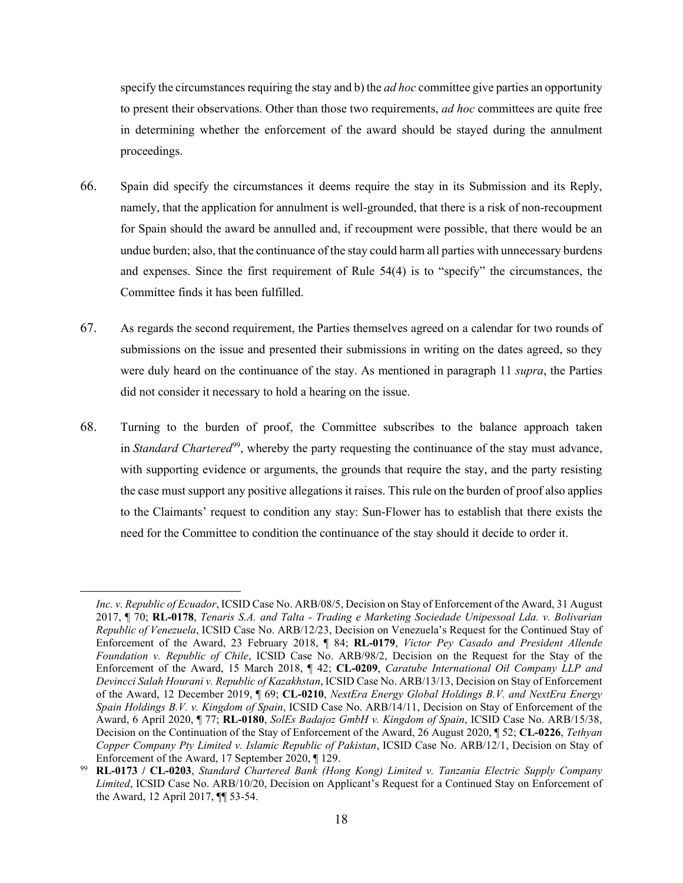specify the circumstances requiring the stay and b) the *ad hoc* committee give parties an opportunity to present their observations. Other than those two requirements, *ad hoc* committees are quite free in determining whether the enforcement of the award should be stayed during the annulment proceedings.

66. Spain did specify the circumstances it deems require the stay in its Submission and its Reply, namely, that the application for annulment is well-grounded, that there is a risk of non-recoupment for Spain should the award be annulled and, if recoupment were possible, that there would be an undue burden; also, that the continuance of the stay could harm all parties with unnecessary burdens and expenses. Since the first requirement of Rule 54(4) is to "specify" the circumstances, the Committee finds it has been fulfilled.

67. As regards the second requirement, the Parties themselves agreed on a calendar for two rounds of submissions on the issue and presented their submissions in writing on the dates agreed, so they were duly heard on the continuance of the stay. As mentioned in paragraph 11 *supra*, the Parties did not consider it necessary to hold a hearing on the issue.

68. Turning to the burden of proof, the Committee subscribes to the balance approach taken in *Standard Chartered*[99], whereby the party requesting the continuance of the stay must advance, with supporting evidence or arguments, the grounds that require the stay, and the party resisting the case must support any positive allegations it raises. This rule on the burden of proof also applies to the Claimants' request to condition any stay: Sun-Flower has to establish that there exists the need for the Committee to condition the continuance of the stay should it decide to order it.

---

*Inc. v. Republic of Ecuador*, ICSID Case No. ARB/08/5, Decision on Stay of Enforcement of the Award, 31 August 2017, ¶ 70; **RL-0178**, *Tenaris S.A. and Talta - Trading e Marketing Sociedade Unipessoal Lda. v. Bolivarian Republic of Venezuela*, ICSID Case No. ARB/12/23, Decision on Venezuela's Request for the Continued Stay of Enforcement of the Award, 23 February 2018, ¶ 84; **RL-0179**, *Victor Pey Casado and President Allende Foundation v. Republic of Chile*, ICSID Case No. ARB/98/2, Decision on the Request for the Stay of the Enforcement of the Award, 15 March 2018, ¶ 42; **CL-0209**, *Caratube International Oil Company LLP and Devincci Salah Hourani v. Republic of Kazakhstan*, ICSID Case No. ARB/13/13, Decision on Stay of Enforcement of the Award, 12 December 2019, ¶ 69; **CL-0210**, *NextEra Energy Global Holdings B.V. and NextEra Energy Spain Holdings B.V. v. Kingdom of Spain*, ICSID Case No. ARB/14/11, Decision on Stay of Enforcement of the Award, 6 April 2020, ¶ 77; **RL-0180**, *SolEs Badajoz GmbH v. Kingdom of Spain*, ICSID Case No. ARB/15/38, Decision on the Continuation of the Stay of Enforcement of the Award, 26 August 2020, ¶ 52; **CL-0226**, *Tethyan Copper Company Pty Limited v. Islamic Republic of Pakistan*, ICSID Case No. ARB/12/1, Decision on Stay of Enforcement of the Award, 17 September 2020, ¶ 129.

[99] **RL-0173 / CL-0203**, *Standard Chartered Bank (Hong Kong) Limited v. Tanzania Electric Supply Company Limited*, ICSID Case No. ARB/10/20, Decision on Applicant's Request for a Continued Stay on Enforcement of the Award, 12 April 2017, ¶¶ 53-54.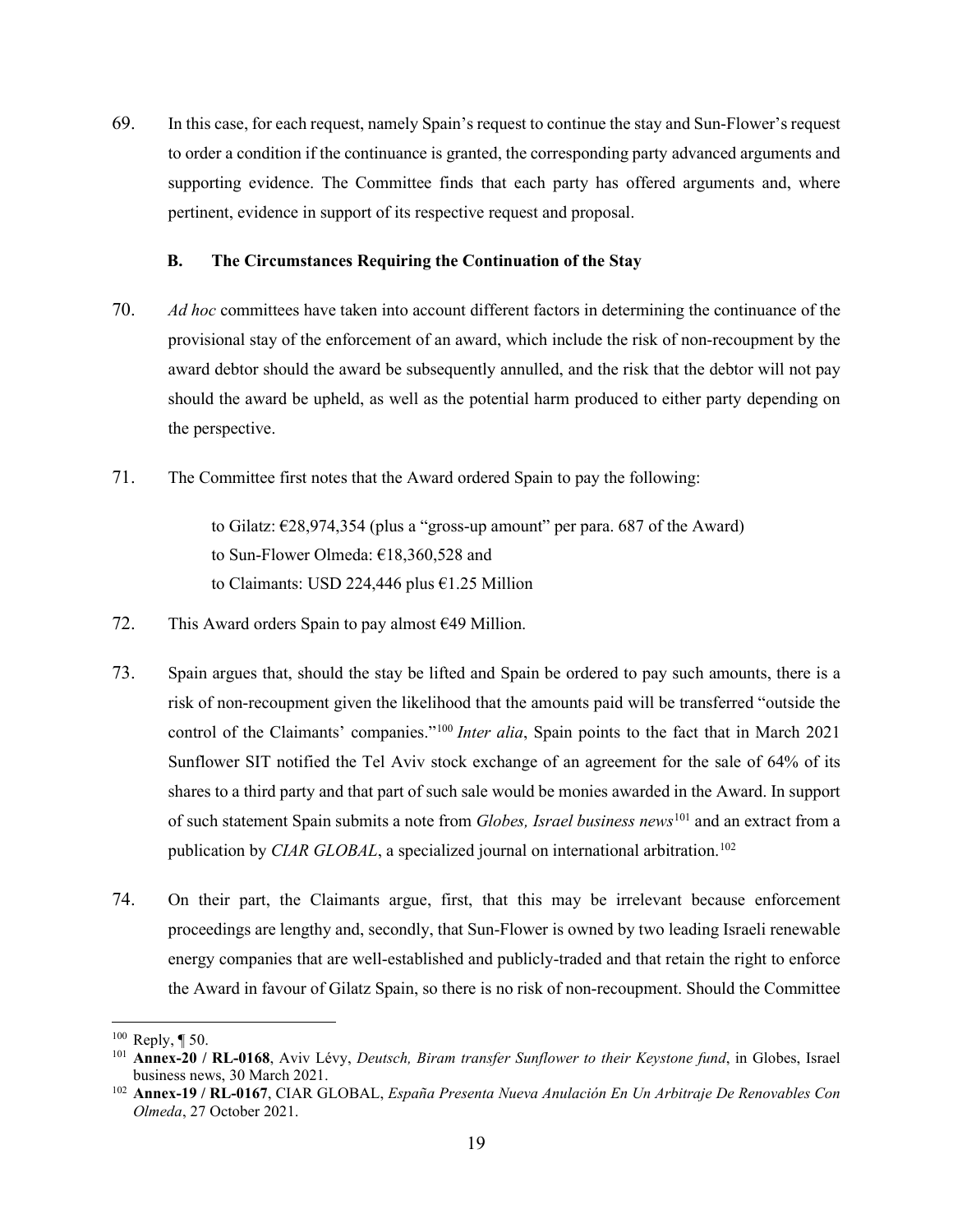69. In this case, for each request, namely Spain's request to continue the stay and Sun-Flower's request to order a condition if the continuance is granted, the corresponding party advanced arguments and supporting evidence. The Committee finds that each party has offered arguments and, where pertinent, evidence in support of its respective request and proposal.

### B. The Circumstances Requiring the Continuation of the Stay

70. *Ad hoc* committees have taken into account different factors in determining the continuance of the provisional stay of the enforcement of an award, which include the risk of non-recoupment by the award debtor should the award be subsequently annulled, and the risk that the debtor will not pay should the award be upheld, as well as the potential harm produced to either party depending on the perspective.

71. The Committee first notes that the Award ordered Spain to pay the following:

    to Gilatz: €28,974,354 (plus a "gross-up amount" per para. 687 of the Award)
    to Sun-Flower Olmeda: €18,360,528 and
    to Claimants: USD 224,446 plus €1.25 Million

72. This Award orders Spain to pay almost €49 Million.

73. Spain argues that, should the stay be lifted and Spain be ordered to pay such amounts, there is a risk of non-recoupment given the likelihood that the amounts paid will be transferred "outside the control of the Claimants' companies."[100] *Inter alia*, Spain points to the fact that in March 2021 Sunflower SIT notified the Tel Aviv stock exchange of an agreement for the sale of 64% of its shares to a third party and that part of such sale would be monies awarded in the Award. In support of such statement Spain submits a note from *Globes, Israel business news*[101] and an extract from a publication by *CIAR GLOBAL*, a specialized journal on international arbitration.[102]

74. On their part, the Claimants argue, first, that this may be irrelevant because enforcement proceedings are lengthy and, secondly, that Sun-Flower is owned by two leading Israeli renewable energy companies that are well-established and publicly-traded and that retain the right to enforce the Award in favour of Gilatz Spain, so there is no risk of non-recoupment. Should the Committee

---

[100] Reply, ¶ 50.

[101] **Annex-20 / RL-0168**, Aviv Lévy, *Deutsch, Biram transfer Sunflower to their Keystone fund*, in Globes, Israel business news, 30 March 2021.

[102] **Annex-19 / RL-0167**, CIAR GLOBAL, *España Presenta Nueva Anulación En Un Arbitraje De Renovables Con Olmeda*, 27 October 2021.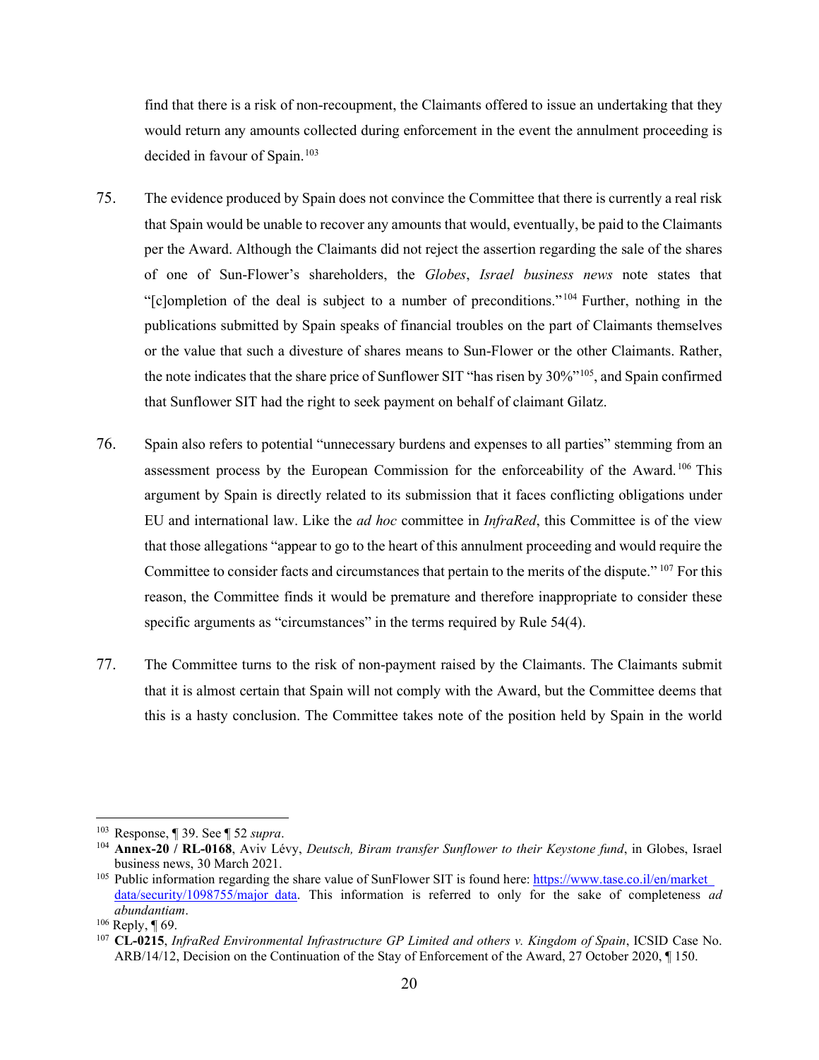find that there is a risk of non-recoupment, the Claimants offered to issue an undertaking that they would return any amounts collected during enforcement in the event the annulment proceeding is decided in favour of Spain.[103]

75. The evidence produced by Spain does not convince the Committee that there is currently a real risk that Spain would be unable to recover any amounts that would, eventually, be paid to the Claimants per the Award. Although the Claimants did not reject the assertion regarding the sale of the shares of one of Sun-Flower's shareholders, the *Globes*, *Israel business news* note states that "[c]ompletion of the deal is subject to a number of preconditions."[104] Further, nothing in the publications submitted by Spain speaks of financial troubles on the part of Claimants themselves or the value that such a divesture of shares means to Sun-Flower or the other Claimants. Rather, the note indicates that the share price of Sunflower SIT "has risen by 30%"[105], and Spain confirmed that Sunflower SIT had the right to seek payment on behalf of claimant Gilatz.

76. Spain also refers to potential "unnecessary burdens and expenses to all parties" stemming from an assessment process by the European Commission for the enforceability of the Award.[106] This argument by Spain is directly related to its submission that it faces conflicting obligations under EU and international law. Like the *ad hoc* committee in *InfraRed*, this Committee is of the view that those allegations "appear to go to the heart of this annulment proceeding and would require the Committee to consider facts and circumstances that pertain to the merits of the dispute."[107] For this reason, the Committee finds it would be premature and therefore inappropriate to consider these specific arguments as "circumstances" in the terms required by Rule 54(4).

77. The Committee turns to the risk of non-payment raised by the Claimants. The Claimants submit that it is almost certain that Spain will not comply with the Award, but the Committee deems that this is a hasty conclusion. The Committee takes note of the position held by Spain in the world

---

[103] Response, ¶ 39. See ¶ 52 *supra*.

[104] **Annex-20 / RL-0168**, Aviv Lévy, *Deutsch, Biram transfer Sunflower to their Keystone fund*, in Globes, Israel business news, 30 March 2021.

[105] Public information regarding the share value of SunFlower SIT is found here: https://www.tase.co.il/en/market_data/security/1098755/major_data. This information is referred to only for the sake of completeness *ad abundantiam*.

[106] Reply, ¶ 69.

[107] **CL-0215**, *InfraRed Environmental Infrastructure GP Limited and others v. Kingdom of Spain*, ICSID Case No. ARB/14/12, Decision on the Continuation of the Stay of Enforcement of the Award, 27 October 2020, ¶ 150.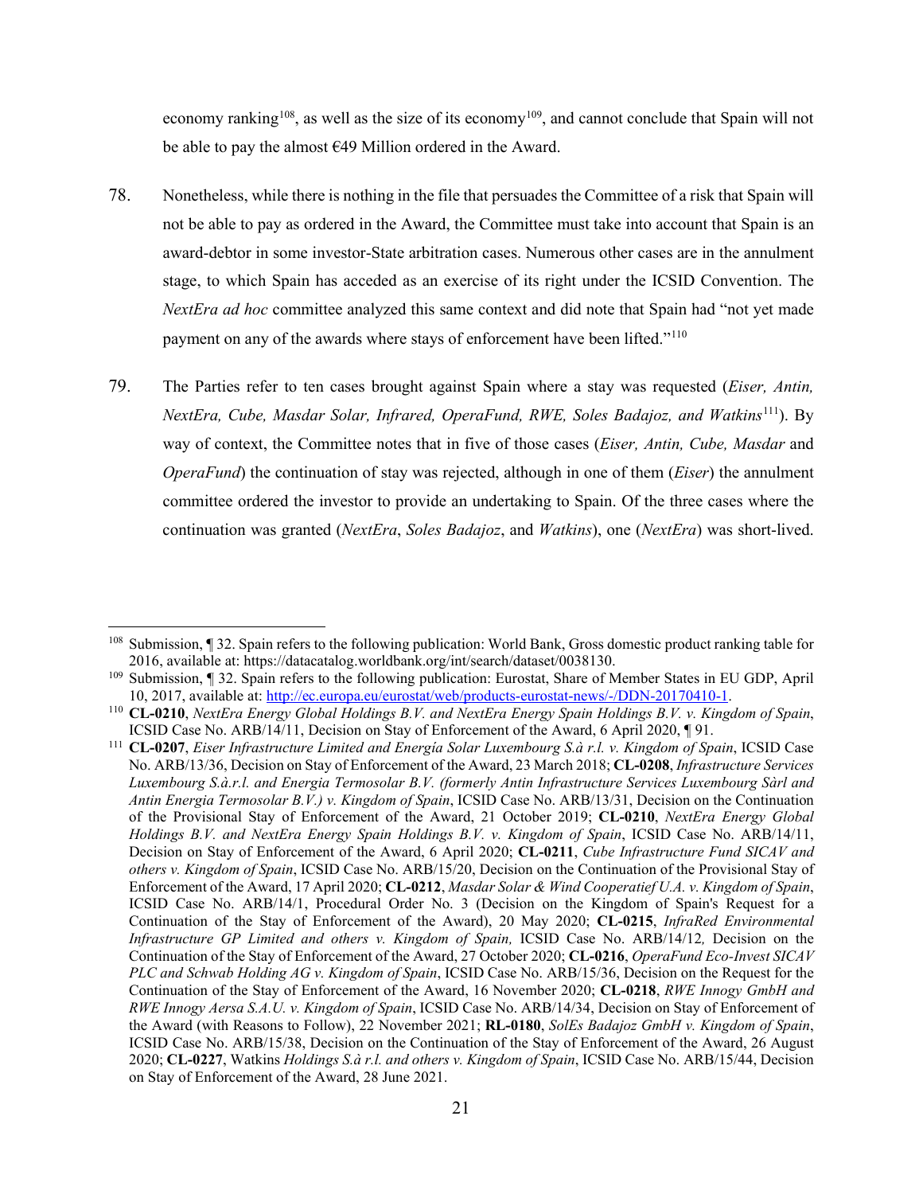economy ranking[108], as well as the size of its economy[109], and cannot conclude that Spain will not be able to pay the almost €49 Million ordered in the Award.

78. Nonetheless, while there is nothing in the file that persuades the Committee of a risk that Spain will not be able to pay as ordered in the Award, the Committee must take into account that Spain is an award-debtor in some investor-State arbitration cases. Numerous other cases are in the annulment stage, to which Spain has acceded as an exercise of its right under the ICSID Convention. The *NextEra ad hoc* committee analyzed this same context and did note that Spain had "not yet made payment on any of the awards where stays of enforcement have been lifted."[110]

79. The Parties refer to ten cases brought against Spain where a stay was requested (*Eiser, Antin, NextEra, Cube, Masdar Solar, Infrared, OperaFund, RWE, Soles Badajoz, and Watkins*[111]). By way of context, the Committee notes that in five of those cases (*Eiser, Antin, Cube, Masdar* and *OperaFund*) the continuation of stay was rejected, although in one of them (*Eiser*) the annulment committee ordered the investor to provide an undertaking to Spain. Of the three cases where the continuation was granted (*NextEra*, *Soles Badajoz*, and *Watkins*), one (*NextEra*) was short-lived.

---

[108] Submission, ¶ 32. Spain refers to the following publication: World Bank, Gross domestic product ranking table for 2016, available at: https://datacatalog.worldbank.org/int/search/dataset/0038130.

[109] Submission, ¶ 32. Spain refers to the following publication: Eurostat, Share of Member States in EU GDP, April 10, 2017, available at: http://ec.europa.eu/eurostat/web/products-eurostat-news/-/DDN-20170410-1.

[110] **CL-0210**, *NextEra Energy Global Holdings B.V. and NextEra Energy Spain Holdings B.V. v. Kingdom of Spain*, ICSID Case No. ARB/14/11, Decision on Stay of Enforcement of the Award, 6 April 2020, ¶ 91.

[111] **CL-0207**, *Eiser Infrastructure Limited and Energía Solar Luxembourg S.à r.l. v. Kingdom of Spain*, ICSID Case No. ARB/13/36, Decision on Stay of Enforcement of the Award, 23 March 2018; **CL-0208**, *Infrastructure Services Luxembourg S.à.r.l. and Energia Termosolar B.V. (formerly Antin Infrastructure Services Luxembourg Sàrl and Antin Energia Termosolar B.V.) v. Kingdom of Spain*, ICSID Case No. ARB/13/31, Decision on the Continuation of the Provisional Stay of Enforcement of the Award, 21 October 2019; **CL-0210**, *NextEra Energy Global Holdings B.V. and NextEra Energy Spain Holdings B.V. v. Kingdom of Spain*, ICSID Case No. ARB/14/11, Decision on Stay of Enforcement of the Award, 6 April 2020; **CL-0211**, *Cube Infrastructure Fund SICAV and others v. Kingdom of Spain*, ICSID Case No. ARB/15/20, Decision on the Continuation of the Provisional Stay of Enforcement of the Award, 17 April 2020; **CL-0212**, *Masdar Solar & Wind Cooperatief U.A. v. Kingdom of Spain*, ICSID Case No. ARB/14/1, Procedural Order No. 3 (Decision on the Kingdom of Spain's Request for a Continuation of the Stay of Enforcement of the Award), 20 May 2020; **CL-0215**, *InfraRed Environmental Infrastructure GP Limited and others v. Kingdom of Spain,* ICSID Case No. ARB/14/12*,* Decision on the Continuation of the Stay of Enforcement of the Award, 27 October 2020; **CL-0216**, *OperaFund Eco-Invest SICAV PLC and Schwab Holding AG v. Kingdom of Spain*, ICSID Case No. ARB/15/36, Decision on the Request for the Continuation of the Stay of Enforcement of the Award, 16 November 2020; **CL-0218**, *RWE Innogy GmbH and RWE Innogy Aersa S.A.U. v. Kingdom of Spain*, ICSID Case No. ARB/14/34, Decision on Stay of Enforcement of the Award (with Reasons to Follow), 22 November 2021; **RL-0180**, *SolEs Badajoz GmbH v. Kingdom of Spain*, ICSID Case No. ARB/15/38, Decision on the Continuation of the Stay of Enforcement of the Award, 26 August 2020; **CL-0227**, Watkins *Holdings S.à r.l. and others v. Kingdom of Spain*, ICSID Case No. ARB/15/44, Decision on Stay of Enforcement of the Award, 28 June 2021.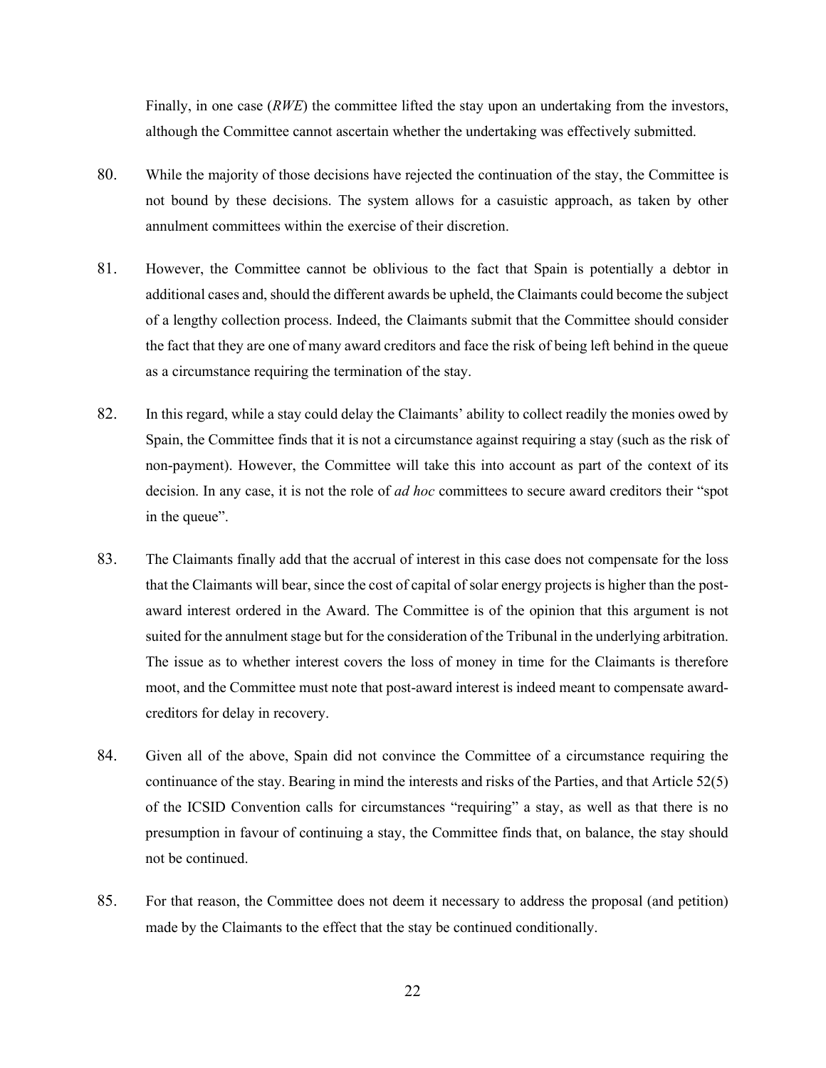Finally, in one case (*RWE*) the committee lifted the stay upon an undertaking from the investors, although the Committee cannot ascertain whether the undertaking was effectively submitted.

80. While the majority of those decisions have rejected the continuation of the stay, the Committee is not bound by these decisions. The system allows for a casuistic approach, as taken by other annulment committees within the exercise of their discretion.

81. However, the Committee cannot be oblivious to the fact that Spain is potentially a debtor in additional cases and, should the different awards be upheld, the Claimants could become the subject of a lengthy collection process. Indeed, the Claimants submit that the Committee should consider the fact that they are one of many award creditors and face the risk of being left behind in the queue as a circumstance requiring the termination of the stay.

82. In this regard, while a stay could delay the Claimants' ability to collect readily the monies owed by Spain, the Committee finds that it is not a circumstance against requiring a stay (such as the risk of non-payment). However, the Committee will take this into account as part of the context of its decision. In any case, it is not the role of *ad hoc* committees to secure award creditors their "spot in the queue".

83. The Claimants finally add that the accrual of interest in this case does not compensate for the loss that the Claimants will bear, since the cost of capital of solar energy projects is higher than the post-award interest ordered in the Award. The Committee is of the opinion that this argument is not suited for the annulment stage but for the consideration of the Tribunal in the underlying arbitration. The issue as to whether interest covers the loss of money in time for the Claimants is therefore moot, and the Committee must note that post-award interest is indeed meant to compensate award-creditors for delay in recovery.

84. Given all of the above, Spain did not convince the Committee of a circumstance requiring the continuance of the stay. Bearing in mind the interests and risks of the Parties, and that Article 52(5) of the ICSID Convention calls for circumstances "requiring" a stay, as well as that there is no presumption in favour of continuing a stay, the Committee finds that, on balance, the stay should not be continued.

85. For that reason, the Committee does not deem it necessary to address the proposal (and petition) made by the Claimants to the effect that the stay be continued conditionally.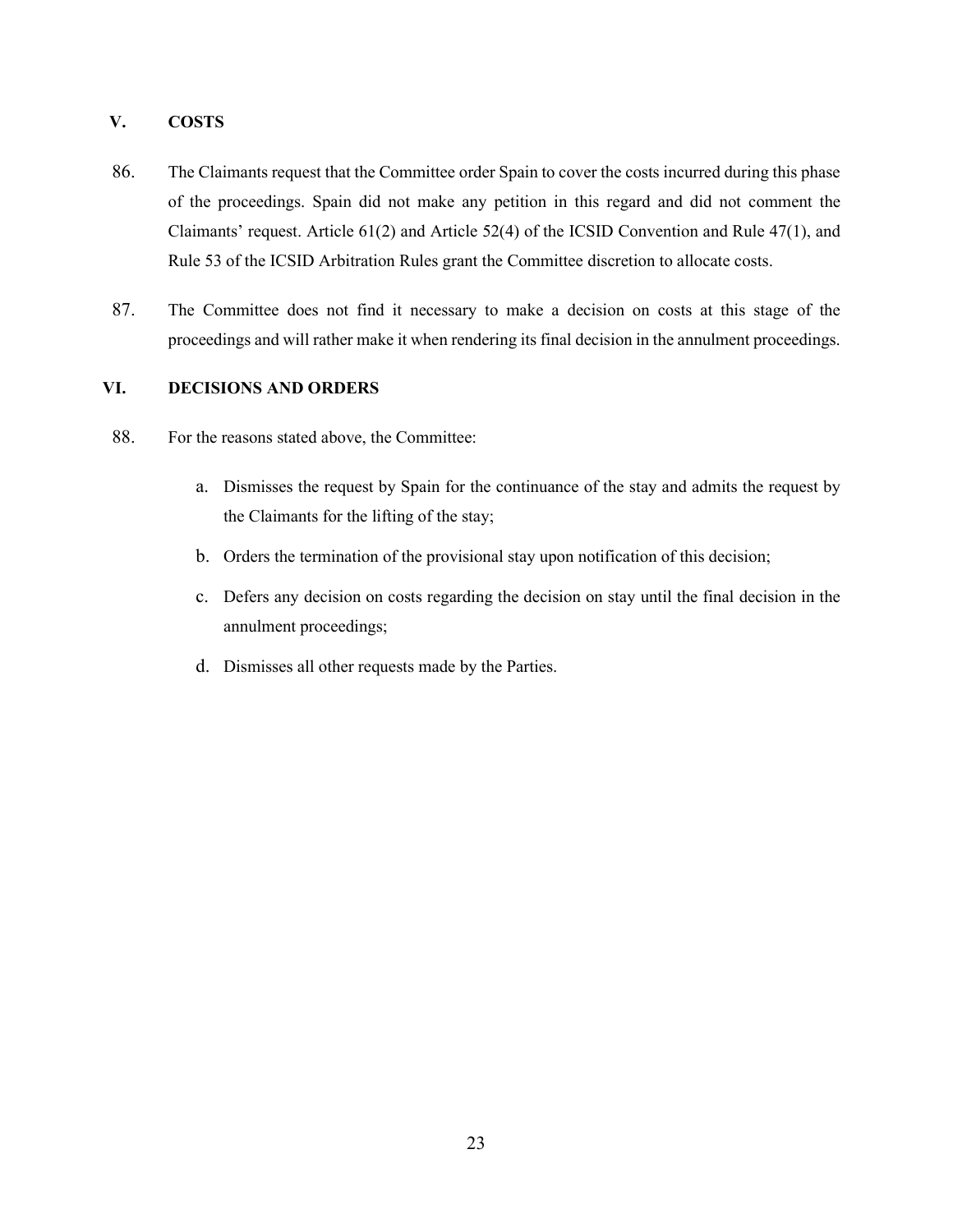## V. COSTS

86. The Claimants request that the Committee order Spain to cover the costs incurred during this phase of the proceedings. Spain did not make any petition in this regard and did not comment the Claimants' request. Article 61(2) and Article 52(4) of the ICSID Convention and Rule 47(1), and Rule 53 of the ICSID Arbitration Rules grant the Committee discretion to allocate costs.

87. The Committee does not find it necessary to make a decision on costs at this stage of the proceedings and will rather make it when rendering its final decision in the annulment proceedings.

## VI. DECISIONS AND ORDERS

88. For the reasons stated above, the Committee:

   a. Dismisses the request by Spain for the continuance of the stay and admits the request by the Claimants for the lifting of the stay;

   b. Orders the termination of the provisional stay upon notification of this decision;

   c. Defers any decision on costs regarding the decision on stay until the final decision in the annulment proceedings;

   d. Dismisses all other requests made by the Parties.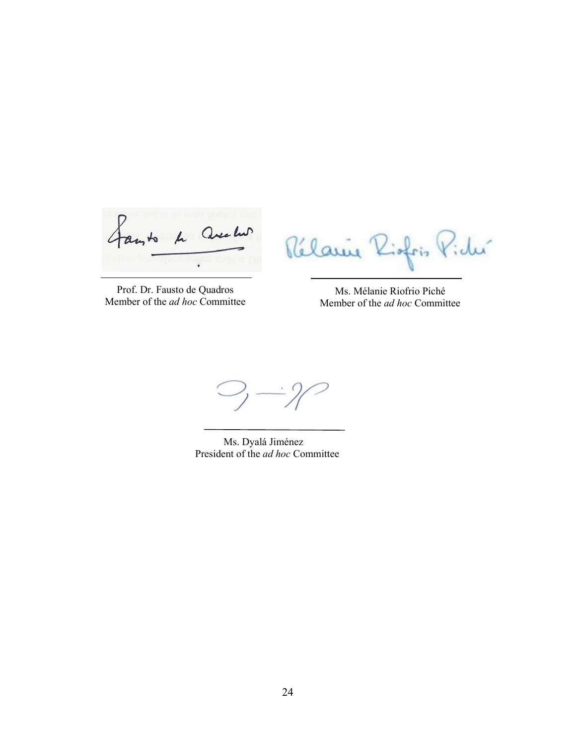Prof. Dr. Fausto de Quadros
Member of the *ad hoc* Committee

Ms. Mélanie Riofrio Piché
Member of the *ad hoc* Committee

Ms. Dyalá Jiménez
President of the *ad hoc* Committee